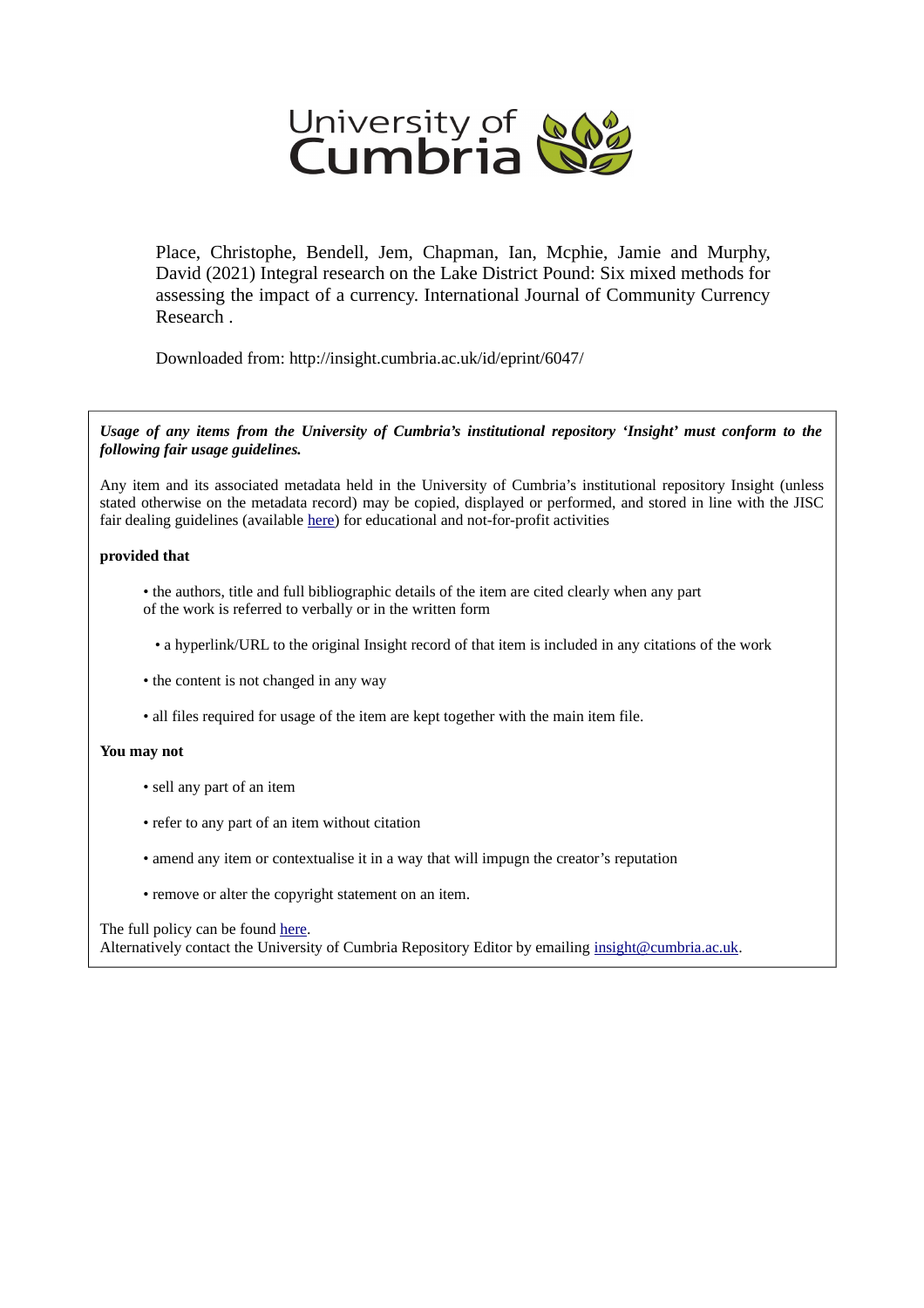University of Cumbria

Place, Christophe, Bendell, Jem, Chapman, Ian, Mcphie, Jamie and Murphy, David (2021) Integral research on the Lake District Pound: Six mixed methods for assessing the impact of a currency. International Journal of Community Currency Research .

Downloaded from: http://insight.cumbria.ac.uk/id/eprint/6047/

***Usage of any items from the University of Cumbria's institutional repository 'Insight' must conform to the following fair usage guidelines.***

Any item and its associated metadata held in the University of Cumbria's institutional repository Insight (unless stated otherwise on the metadata record) may be copied, displayed or performed, and stored in line with the JISC fair dealing guidelines (available here) for educational and not-for-profit activities

**provided that**

- the authors, title and full bibliographic details of the item are cited clearly when any part of the work is referred to verbally or in the written form
- a hyperlink/URL to the original Insight record of that item is included in any citations of the work
- the content is not changed in any way
- all files required for usage of the item are kept together with the main item file.

**You may not**

- sell any part of an item
- refer to any part of an item without citation
- amend any item or contextualise it in a way that will impugn the creator's reputation
- remove or alter the copyright statement on an item.

The full policy can be found here.
Alternatively contact the University of Cumbria Repository Editor by emailing insight@cumbria.ac.uk.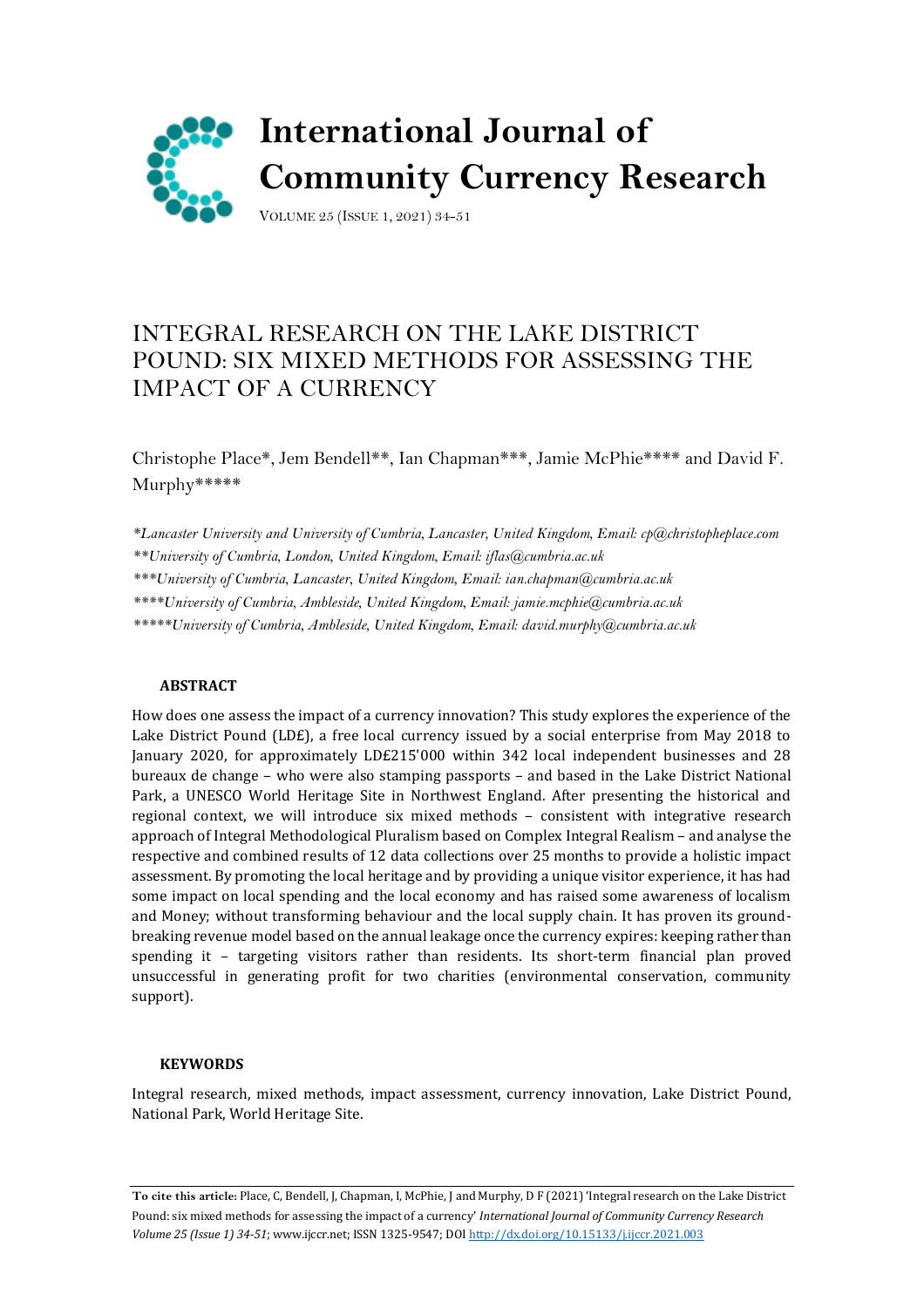# International Journal of Community Currency Research

# INTEGRAL RESEARCH ON THE LAKE DISTRICT POUND: SIX MIXED METHODS FOR ASSESSING THE IMPACT OF A CURRENCY

Christophe Place*, Jem Bendell**, Ian Chapman***, Jamie McPhie**** and David F. Murphy*****

*\*Lancaster University and University of Cumbria, Lancaster, United Kingdom, Email: cp@christopheplace.com*
*\*\*University of Cumbria, London, United Kingdom, Email: iflas@cumbria.ac.uk*
*\*\*\*University of Cumbria, Lancaster, United Kingdom, Email: ian.chapman@cumbria.ac.uk*
*\*\*\*\*University of Cumbria, Ambleside, United Kingdom, Email: jamie.mcphie@cumbria.ac.uk*
*\*\*\*\*\*University of Cumbria, Ambleside, United Kingdom, Email: david.murphy@cumbria.ac.uk*

## ABSTRACT

How does one assess the impact of a currency innovation? This study explores the experience of the Lake District Pound (LD£), a free local currency issued by a social enterprise from May 2018 to January 2020, for approximately LD£215'000 within 342 local independent businesses and 28 bureaux de change – who were also stamping passports – and based in the Lake District National Park, a UNESCO World Heritage Site in Northwest England. After presenting the historical and regional context, we will introduce six mixed methods – consistent with integrative research approach of Integral Methodological Pluralism based on Complex Integral Realism – and analyse the respective and combined results of 12 data collections over 25 months to provide a holistic impact assessment. By promoting the local heritage and by providing a unique visitor experience, it has had some impact on local spending and the local economy and has raised some awareness of localism and Money; without transforming behaviour and the local supply chain. It has proven its ground-breaking revenue model based on the annual leakage once the currency expires: keeping rather than spending it – targeting visitors rather than residents. Its short-term financial plan proved unsuccessful in generating profit for two charities (environmental conservation, community support).

## KEYWORDS

Integral research, mixed methods, impact assessment, currency innovation, Lake District Pound, National Park, World Heritage Site.

**To cite this article:** Place, C, Bendell, J, Chapman, I, McPhie, J and Murphy, D F (2021) 'Integral research on the Lake District Pound: six mixed methods for assessing the impact of a currency' *International Journal of Community Currency Research Volume 25 (Issue 1) 34-51*; www.ijccr.net; ISSN 1325-9547; DOI http://dx.doi.org/10.15133/j.ijccr.2021.003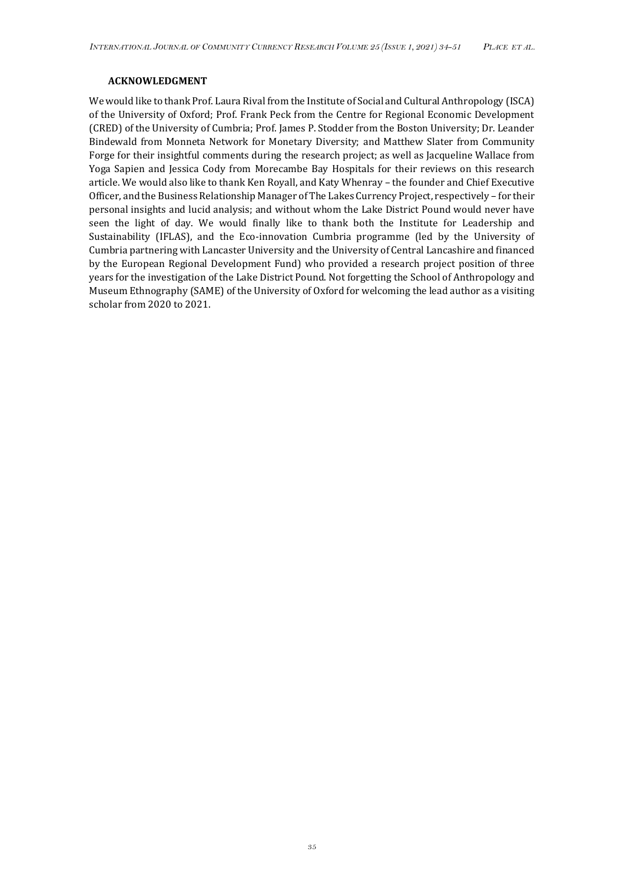#### ACKNOWLEDGMENT

We would like to thank Prof. Laura Rival from the Institute of Social and Cultural Anthropology (ISCA) of the University of Oxford; Prof. Frank Peck from the Centre for Regional Economic Development (CRED) of the University of Cumbria; Prof. James P. Stodder from the Boston University; Dr. Leander Bindewald from Monneta Network for Monetary Diversity; and Matthew Slater from Community Forge for their insightful comments during the research project; as well as Jacqueline Wallace from Yoga Sapien and Jessica Cody from Morecambe Bay Hospitals for their reviews on this research article. We would also like to thank Ken Royall, and Katy Whenray – the founder and Chief Executive Officer, and the Business Relationship Manager of The Lakes Currency Project, respectively – for their personal insights and lucid analysis; and without whom the Lake District Pound would never have seen the light of day. We would finally like to thank both the Institute for Leadership and Sustainability (IFLAS), and the Eco-innovation Cumbria programme (led by the University of Cumbria partnering with Lancaster University and the University of Central Lancashire and financed by the European Regional Development Fund) who provided a research project position of three years for the investigation of the Lake District Pound. Not forgetting the School of Anthropology and Museum Ethnography (SAME) of the University of Oxford for welcoming the lead author as a visiting scholar from 2020 to 2021.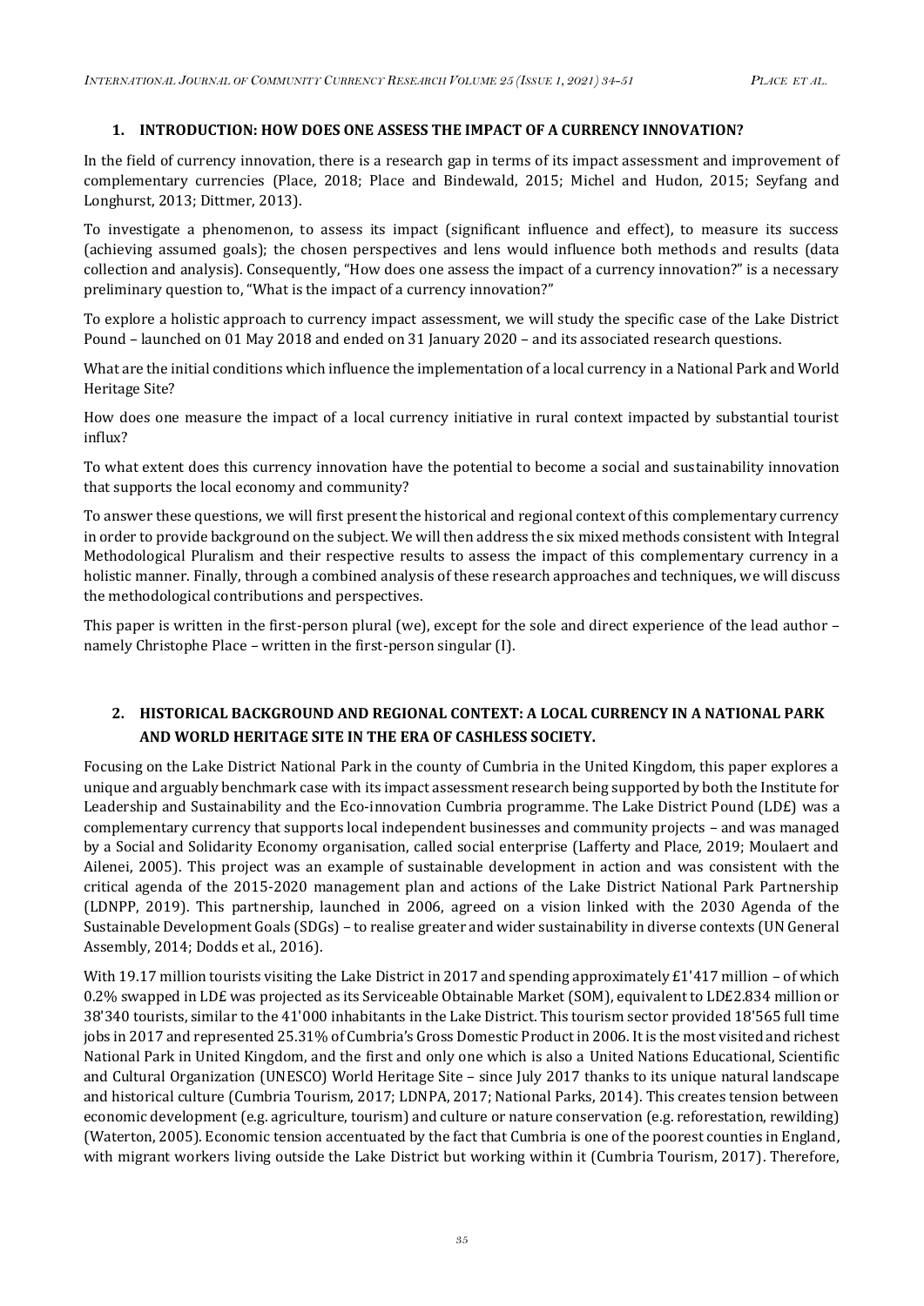## 1. INTRODUCTION: HOW DOES ONE ASSESS THE IMPACT OF A CURRENCY INNOVATION?

In the field of currency innovation, there is a research gap in terms of its impact assessment and improvement of complementary currencies (Place, 2018; Place and Bindewald, 2015; Michel and Hudon, 2015; Seyfang and Longhurst, 2013; Dittmer, 2013).

To investigate a phenomenon, to assess its impact (significant influence and effect), to measure its success (achieving assumed goals); the chosen perspectives and lens would influence both methods and results (data collection and analysis). Consequently, "How does one assess the impact of a currency innovation?" is a necessary preliminary question to, "What is the impact of a currency innovation?"

To explore a holistic approach to currency impact assessment, we will study the specific case of the Lake District Pound – launched on 01 May 2018 and ended on 31 January 2020 – and its associated research questions.

What are the initial conditions which influence the implementation of a local currency in a National Park and World Heritage Site?

How does one measure the impact of a local currency initiative in rural context impacted by substantial tourist influx?

To what extent does this currency innovation have the potential to become a social and sustainability innovation that supports the local economy and community?

To answer these questions, we will first present the historical and regional context of this complementary currency in order to provide background on the subject. We will then address the six mixed methods consistent with Integral Methodological Pluralism and their respective results to assess the impact of this complementary currency in a holistic manner. Finally, through a combined analysis of these research approaches and techniques, we will discuss the methodological contributions and perspectives.

This paper is written in the first-person plural (we), except for the sole and direct experience of the lead author – namely Christophe Place – written in the first-person singular (I).

## 2. HISTORICAL BACKGROUND AND REGIONAL CONTEXT: A LOCAL CURRENCY IN A NATIONAL PARK AND WORLD HERITAGE SITE IN THE ERA OF CASHLESS SOCIETY.

Focusing on the Lake District National Park in the county of Cumbria in the United Kingdom, this paper explores a unique and arguably benchmark case with its impact assessment research being supported by both the Institute for Leadership and Sustainability and the Eco-innovation Cumbria programme. The Lake District Pound (LD£) was a complementary currency that supports local independent businesses and community projects – and was managed by a Social and Solidarity Economy organisation, called social enterprise (Lafferty and Place, 2019; Moulaert and Ailenei, 2005). This project was an example of sustainable development in action and was consistent with the critical agenda of the 2015-2020 management plan and actions of the Lake District National Park Partnership (LDNPP, 2019). This partnership, launched in 2006, agreed on a vision linked with the 2030 Agenda of the Sustainable Development Goals (SDGs) – to realise greater and wider sustainability in diverse contexts (UN General Assembly, 2014; Dodds et al., 2016).

With 19.17 million tourists visiting the Lake District in 2017 and spending approximately £1'417 million – of which 0.2% swapped in LD£ was projected as its Serviceable Obtainable Market (SOM), equivalent to LD£2.834 million or 38'340 tourists, similar to the 41'000 inhabitants in the Lake District. This tourism sector provided 18'565 full time jobs in 2017 and represented 25.31% of Cumbria's Gross Domestic Product in 2006. It is the most visited and richest National Park in United Kingdom, and the first and only one which is also a United Nations Educational, Scientific and Cultural Organization (UNESCO) World Heritage Site – since July 2017 thanks to its unique natural landscape and historical culture (Cumbria Tourism, 2017; LDNPA, 2017; National Parks, 2014). This creates tension between economic development (e.g. agriculture, tourism) and culture or nature conservation (e.g. reforestation, rewilding) (Waterton, 2005). Economic tension accentuated by the fact that Cumbria is one of the poorest counties in England, with migrant workers living outside the Lake District but working within it (Cumbria Tourism, 2017). Therefore,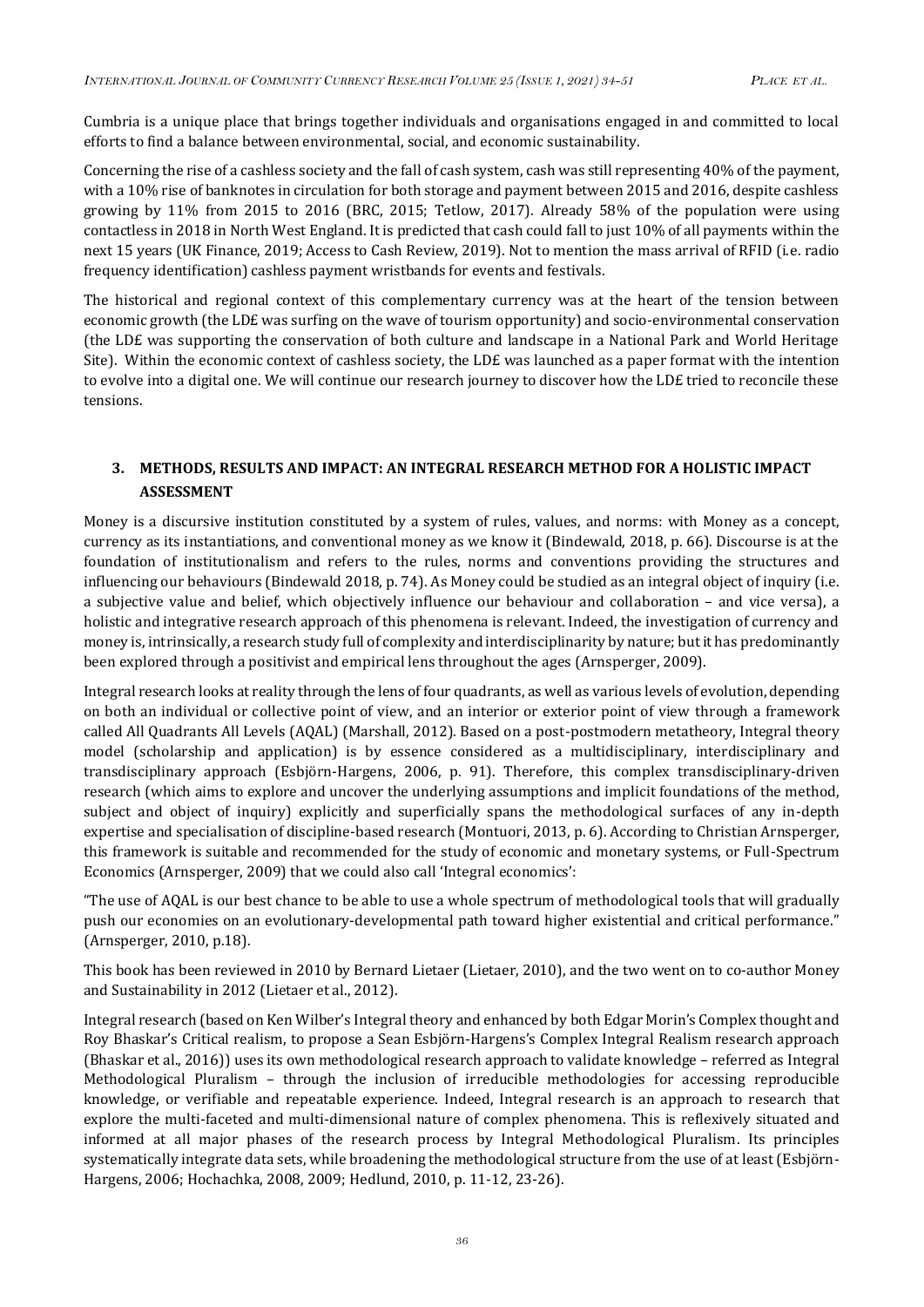Cumbria is a unique place that brings together individuals and organisations engaged in and committed to local efforts to find a balance between environmental, social, and economic sustainability.

Concerning the rise of a cashless society and the fall of cash system, cash was still representing 40% of the payment, with a 10% rise of banknotes in circulation for both storage and payment between 2015 and 2016, despite cashless growing by 11% from 2015 to 2016 (BRC, 2015; Tetlow, 2017). Already 58% of the population were using contactless in 2018 in North West England. It is predicted that cash could fall to just 10% of all payments within the next 15 years (UK Finance, 2019; Access to Cash Review, 2019). Not to mention the mass arrival of RFID (i.e. radio frequency identification) cashless payment wristbands for events and festivals.

The historical and regional context of this complementary currency was at the heart of the tension between economic growth (the LD£ was surfing on the wave of tourism opportunity) and socio-environmental conservation (the LD£ was supporting the conservation of both culture and landscape in a National Park and World Heritage Site). Within the economic context of cashless society, the LD£ was launched as a paper format with the intention to evolve into a digital one. We will continue our research journey to discover how the LD£ tried to reconcile these tensions.

## 3. METHODS, RESULTS AND IMPACT: AN INTEGRAL RESEARCH METHOD FOR A HOLISTIC IMPACT ASSESSMENT

Money is a discursive institution constituted by a system of rules, values, and norms: with Money as a concept, currency as its instantiations, and conventional money as we know it (Bindewald, 2018, p. 66). Discourse is at the foundation of institutionalism and refers to the rules, norms and conventions providing the structures and influencing our behaviours (Bindewald 2018, p. 74). As Money could be studied as an integral object of inquiry (i.e. a subjective value and belief, which objectively influence our behaviour and collaboration – and vice versa), a holistic and integrative research approach of this phenomena is relevant. Indeed, the investigation of currency and money is, intrinsically, a research study full of complexity and interdisciplinarity by nature; but it has predominantly been explored through a positivist and empirical lens throughout the ages (Arnsperger, 2009).

Integral research looks at reality through the lens of four quadrants, as well as various levels of evolution, depending on both an individual or collective point of view, and an interior or exterior point of view through a framework called All Quadrants All Levels (AQAL) (Marshall, 2012). Based on a post-postmodern metatheory, Integral theory model (scholarship and application) is by essence considered as a multidisciplinary, interdisciplinary and transdisciplinary approach (Esbjörn-Hargens, 2006, p. 91). Therefore, this complex transdisciplinary-driven research (which aims to explore and uncover the underlying assumptions and implicit foundations of the method, subject and object of inquiry) explicitly and superficially spans the methodological surfaces of any in-depth expertise and specialisation of discipline-based research (Montuori, 2013, p. 6). According to Christian Arnsperger, this framework is suitable and recommended for the study of economic and monetary systems, or Full-Spectrum Economics (Arnsperger, 2009) that we could also call 'Integral economics':

"The use of AQAL is our best chance to be able to use a whole spectrum of methodological tools that will gradually push our economies on an evolutionary-developmental path toward higher existential and critical performance." (Arnsperger, 2010, p.18).

This book has been reviewed in 2010 by Bernard Lietaer (Lietaer, 2010), and the two went on to co-author Money and Sustainability in 2012 (Lietaer et al., 2012).

Integral research (based on Ken Wilber's Integral theory and enhanced by both Edgar Morin's Complex thought and Roy Bhaskar's Critical realism, to propose a Sean Esbjörn-Hargens's Complex Integral Realism research approach (Bhaskar et al., 2016)) uses its own methodological research approach to validate knowledge – referred as Integral Methodological Pluralism – through the inclusion of irreducible methodologies for accessing reproducible knowledge, or verifiable and repeatable experience. Indeed, Integral research is an approach to research that explore the multi-faceted and multi-dimensional nature of complex phenomena. This is reflexively situated and informed at all major phases of the research process by Integral Methodological Pluralism. Its principles systematically integrate data sets, while broadening the methodological structure from the use of at least (Esbjörn-Hargens, 2006; Hochachka, 2008, 2009; Hedlund, 2010, p. 11-12, 23-26).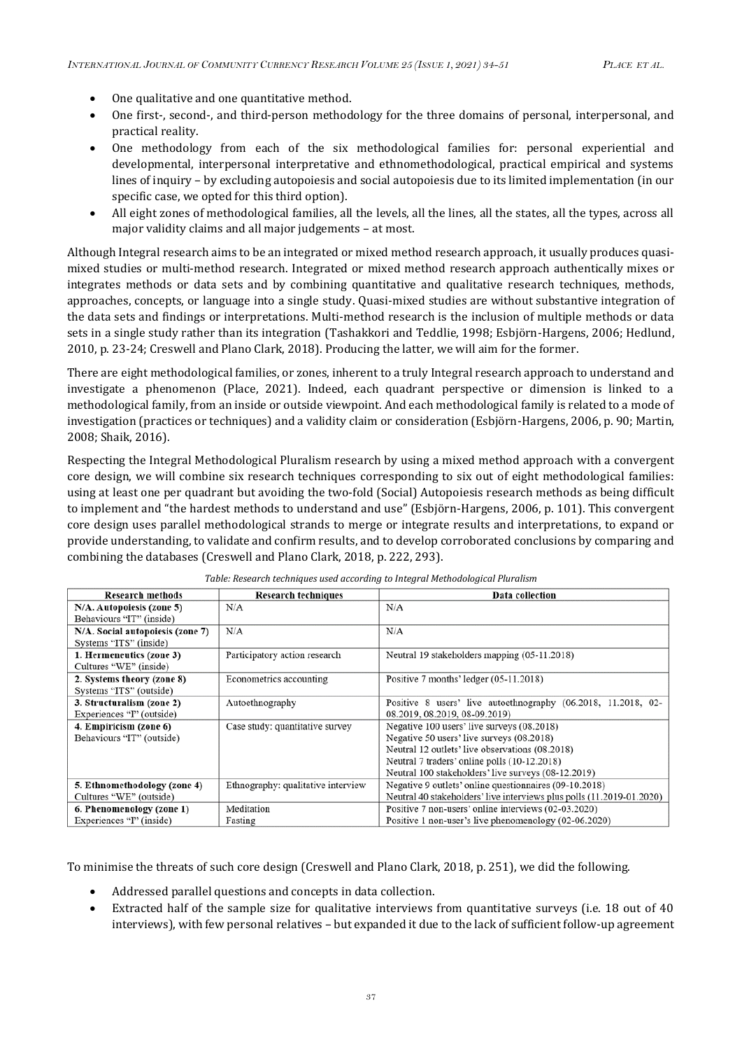- One qualitative and one quantitative method.
- One first-, second-, and third-person methodology for the three domains of personal, interpersonal, and practical reality.
- One methodology from each of the six methodological families for: personal experiential and developmental, interpersonal interpretative and ethnomethodological, practical empirical and systems lines of inquiry – by excluding autopoiesis and social autopoiesis due to its limited implementation (in our specific case, we opted for this third option).
- All eight zones of methodological families, all the levels, all the lines, all the states, all the types, across all major validity claims and all major judgements – at most.

Although Integral research aims to be an integrated or mixed method research approach, it usually produces quasi-mixed studies or multi-method research. Integrated or mixed method research approach authentically mixes or integrates methods or data sets and by combining quantitative and qualitative research techniques, methods, approaches, concepts, or language into a single study. Quasi-mixed studies are without substantive integration of the data sets and findings or interpretations. Multi-method research is the inclusion of multiple methods or data sets in a single study rather than its integration (Tashakkori and Teddlie, 1998; Esbjörn-Hargens, 2006; Hedlund, 2010, p. 23-24; Creswell and Plano Clark, 2018). Producing the latter, we will aim for the former.

There are eight methodological families, or zones, inherent to a truly Integral research approach to understand and investigate a phenomenon (Place, 2021). Indeed, each quadrant perspective or dimension is linked to a methodological family, from an inside or outside viewpoint. And each methodological family is related to a mode of investigation (practices or techniques) and a validity claim or consideration (Esbjörn-Hargens, 2006, p. 90; Martin, 2008; Shaik, 2016).

Respecting the Integral Methodological Pluralism research by using a mixed method approach with a convergent core design, we will combine six research techniques corresponding to six out of eight methodological families: using at least one per quadrant but avoiding the two-fold (Social) Autopoiesis research methods as being difficult to implement and "the hardest methods to understand and use" (Esbjörn-Hargens, 2006, p. 101). This convergent core design uses parallel methodological strands to merge or integrate results and interpretations, to expand or provide understanding, to validate and confirm results, and to develop corroborated conclusions by comparing and combining the databases (Creswell and Plano Clark, 2018, p. 222, 293).

*Table: Research techniques used according to Integral Methodological Pluralism*

| Research methods | Research techniques | Data collection |
|---|---|---|
| **N/A. Autopoiesis (zone 5)** Behaviours "IT" (inside) | N/A | N/A |
| **N/A. Social autopoiesis (zone 7)** Systems "ITS" (inside) | N/A | N/A |
| **1. Hermeneutics (zone 3)** Cultures "WE" (inside) | Participatory action research | Neutral 19 stakeholders mapping (05-11.2018) |
| **2. Systems theory (zone 8)** Systems "ITS" (outside) | Econometrics accounting | Positive 7 months' ledger (05-11.2018) |
| **3. Structuralism (zone 2)** Experiences "I" (outside) | Autoethnography | Positive 8 users' live autoethnography (06.2018, 11.2018, 02-08.2019, 08.2019, 08-09.2019) |
| **4. Empiricism (zone 6)** Behaviours "IT" (outside) | Case study: quantitative survey | Negative 100 users' live surveys (08.2018)<br>Negative 50 users' live surveys (08.2018)<br>Neutral 12 outlets' live observations (08.2018)<br>Neutral 7 traders' online polls (10-12.2018)<br>Neutral 100 stakeholders' live surveys (08-12.2019) |
| **5. Ethnomethodology (zone 4)** Cultures "WE" (outside) | Ethnography: qualitative interview | Negative 9 outlets' online questionnaires (09-10.2018)<br>Neutral 40 stakeholders' live interviews plus polls (11.2019-01.2020) |
| **6. Phenomenology (zone 1)** Experiences "I" (inside) | Meditation<br>Fasting | Positive 7 non-users' online interviews (02-03.2020)<br>Positive 1 non-user's live phenomenology (02-06.2020) |

To minimise the threats of such core design (Creswell and Plano Clark, 2018, p. 251), we did the following.

- Addressed parallel questions and concepts in data collection.
- Extracted half of the sample size for qualitative interviews from quantitative surveys (i.e. 18 out of 40 interviews), with few personal relatives – but expanded it due to the lack of sufficient follow-up agreement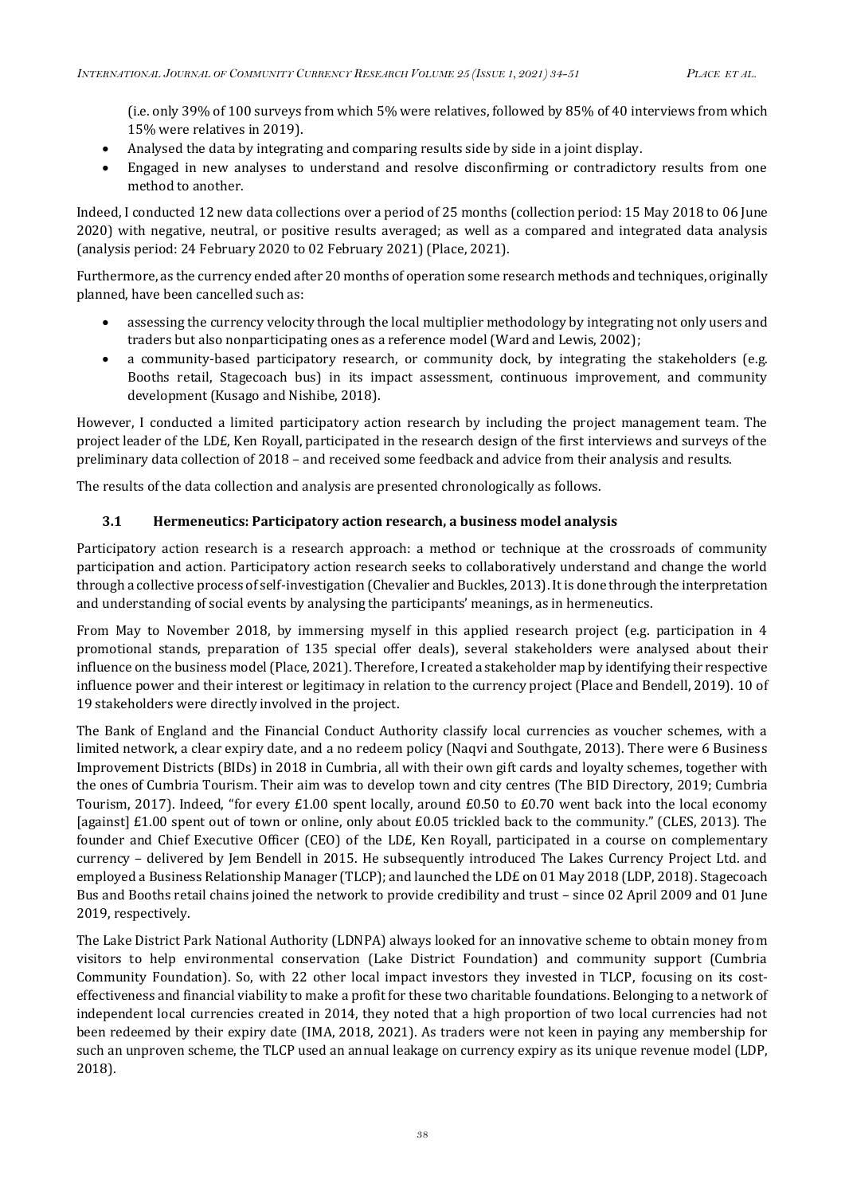(i.e. only 39% of 100 surveys from which 5% were relatives, followed by 85% of 40 interviews from which 15% were relatives in 2019).

- Analysed the data by integrating and comparing results side by side in a joint display.
- Engaged in new analyses to understand and resolve disconfirming or contradictory results from one method to another.

Indeed, I conducted 12 new data collections over a period of 25 months (collection period: 15 May 2018 to 06 June 2020) with negative, neutral, or positive results averaged; as well as a compared and integrated data analysis (analysis period: 24 February 2020 to 02 February 2021) (Place, 2021).

Furthermore, as the currency ended after 20 months of operation some research methods and techniques, originally planned, have been cancelled such as:

- assessing the currency velocity through the local multiplier methodology by integrating not only users and traders but also nonparticipating ones as a reference model (Ward and Lewis, 2002);
- a community-based participatory research, or community dock, by integrating the stakeholders (e.g. Booths retail, Stagecoach bus) in its impact assessment, continuous improvement, and community development (Kusago and Nishibe, 2018).

However, I conducted a limited participatory action research by including the project management team. The project leader of the LD£, Ken Royall, participated in the research design of the first interviews and surveys of the preliminary data collection of 2018 – and received some feedback and advice from their analysis and results.

The results of the data collection and analysis are presented chronologically as follows.

### 3.1 Hermeneutics: Participatory action research, a business model analysis

Participatory action research is a research approach: a method or technique at the crossroads of community participation and action. Participatory action research seeks to collaboratively understand and change the world through a collective process of self-investigation (Chevalier and Buckles, 2013). It is done through the interpretation and understanding of social events by analysing the participants' meanings, as in hermeneutics.

From May to November 2018, by immersing myself in this applied research project (e.g. participation in 4 promotional stands, preparation of 135 special offer deals), several stakeholders were analysed about their influence on the business model (Place, 2021). Therefore, I created a stakeholder map by identifying their respective influence power and their interest or legitimacy in relation to the currency project (Place and Bendell, 2019). 10 of 19 stakeholders were directly involved in the project.

The Bank of England and the Financial Conduct Authority classify local currencies as voucher schemes, with a limited network, a clear expiry date, and a no redeem policy (Naqvi and Southgate, 2013). There were 6 Business Improvement Districts (BIDs) in 2018 in Cumbria, all with their own gift cards and loyalty schemes, together with the ones of Cumbria Tourism. Their aim was to develop town and city centres (The BID Directory, 2019; Cumbria Tourism, 2017). Indeed, "for every £1.00 spent locally, around £0.50 to £0.70 went back into the local economy [against] £1.00 spent out of town or online, only about £0.05 trickled back to the community." (CLES, 2013). The founder and Chief Executive Officer (CEO) of the LD£, Ken Royall, participated in a course on complementary currency – delivered by Jem Bendell in 2015. He subsequently introduced The Lakes Currency Project Ltd. and employed a Business Relationship Manager (TLCP); and launched the LD£ on 01 May 2018 (LDP, 2018). Stagecoach Bus and Booths retail chains joined the network to provide credibility and trust – since 02 April 2009 and 01 June 2019, respectively.

The Lake District Park National Authority (LDNPA) always looked for an innovative scheme to obtain money from visitors to help environmental conservation (Lake District Foundation) and community support (Cumbria Community Foundation). So, with 22 other local impact investors they invested in TLCP, focusing on its cost-effectiveness and financial viability to make a profit for these two charitable foundations. Belonging to a network of independent local currencies created in 2014, they noted that a high proportion of two local currencies had not been redeemed by their expiry date (IMA, 2018, 2021). As traders were not keen in paying any membership for such an unproven scheme, the TLCP used an annual leakage on currency expiry as its unique revenue model (LDP, 2018).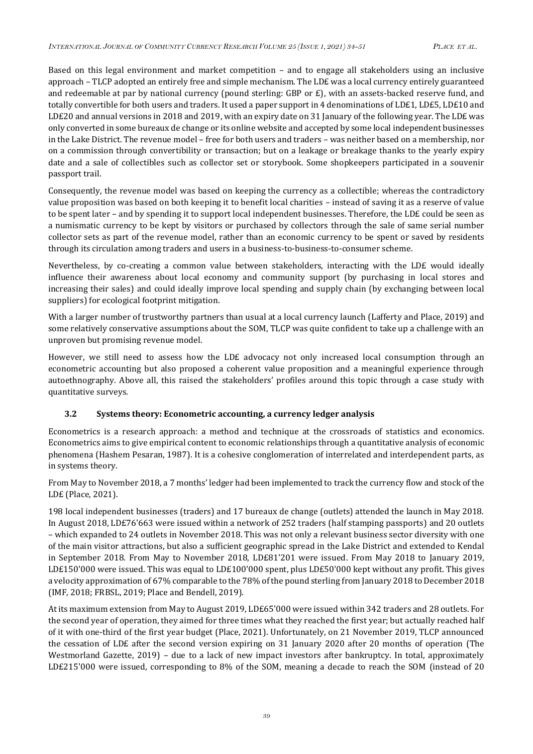Based on this legal environment and market competition – and to engage all stakeholders using an inclusive approach – TLCP adopted an entirely free and simple mechanism. The LD£ was a local currency entirely guaranteed and redeemable at par by national currency (pound sterling: GBP or £), with an assets-backed reserve fund, and totally convertible for both users and traders. It used a paper support in 4 denominations of LD£1, LD£5, LD£10 and LD£20 and annual versions in 2018 and 2019, with an expiry date on 31 January of the following year. The LD£ was only converted in some bureaux de change or its online website and accepted by some local independent businesses in the Lake District. The revenue model – free for both users and traders – was neither based on a membership, nor on a commission through convertibility or transaction; but on a leakage or breakage thanks to the yearly expiry date and a sale of collectibles such as collector set or storybook. Some shopkeepers participated in a souvenir passport trail.

Consequently, the revenue model was based on keeping the currency as a collectible; whereas the contradictory value proposition was based on both keeping it to benefit local charities – instead of saving it as a reserve of value to be spent later – and by spending it to support local independent businesses. Therefore, the LD£ could be seen as a numismatic currency to be kept by visitors or purchased by collectors through the sale of same serial number collector sets as part of the revenue model, rather than an economic currency to be spent or saved by residents through its circulation among traders and users in a business-to-business-to-consumer scheme.

Nevertheless, by co-creating a common value between stakeholders, interacting with the LD£ would ideally influence their awareness about local economy and community support (by purchasing in local stores and increasing their sales) and could ideally improve local spending and supply chain (by exchanging between local suppliers) for ecological footprint mitigation.

With a larger number of trustworthy partners than usual at a local currency launch (Lafferty and Place, 2019) and some relatively conservative assumptions about the SOM, TLCP was quite confident to take up a challenge with an unproven but promising revenue model.

However, we still need to assess how the LD£ advocacy not only increased local consumption through an econometric accounting but also proposed a coherent value proposition and a meaningful experience through autoethnography. Above all, this raised the stakeholders' profiles around this topic through a case study with quantitative surveys.

### 3.2 Systems theory: Econometric accounting, a currency ledger analysis

Econometrics is a research approach: a method and technique at the crossroads of statistics and economics. Econometrics aims to give empirical content to economic relationships through a quantitative analysis of economic phenomena (Hashem Pesaran, 1987). It is a cohesive conglomeration of interrelated and interdependent parts, as in systems theory.

From May to November 2018, a 7 months' ledger had been implemented to track the currency flow and stock of the LD£ (Place, 2021).

198 local independent businesses (traders) and 17 bureaux de change (outlets) attended the launch in May 2018. In August 2018, LD£76'663 were issued within a network of 252 traders (half stamping passports) and 20 outlets – which expanded to 24 outlets in November 2018. This was not only a relevant business sector diversity with one of the main visitor attractions, but also a sufficient geographic spread in the Lake District and extended to Kendal in September 2018. From May to November 2018, LD£81'201 were issued. From May 2018 to January 2019, LD£150'000 were issued. This was equal to LD£100'000 spent, plus LD£50'000 kept without any profit. This gives a velocity approximation of 67% comparable to the 78% of the pound sterling from January 2018 to December 2018 (IMF, 2018; FRBSL, 2019; Place and Bendell, 2019).

At its maximum extension from May to August 2019, LD£65'000 were issued within 342 traders and 28 outlets. For the second year of operation, they aimed for three times what they reached the first year; but actually reached half of it with one-third of the first year budget (Place, 2021). Unfortunately, on 21 November 2019, TLCP announced the cessation of LD£ after the second version expiring on 31 January 2020 after 20 months of operation (The Westmorland Gazette, 2019) – due to a lack of new impact investors after bankruptcy. In total, approximately LD£215'000 were issued, corresponding to 8% of the SOM, meaning a decade to reach the SOM (instead of 20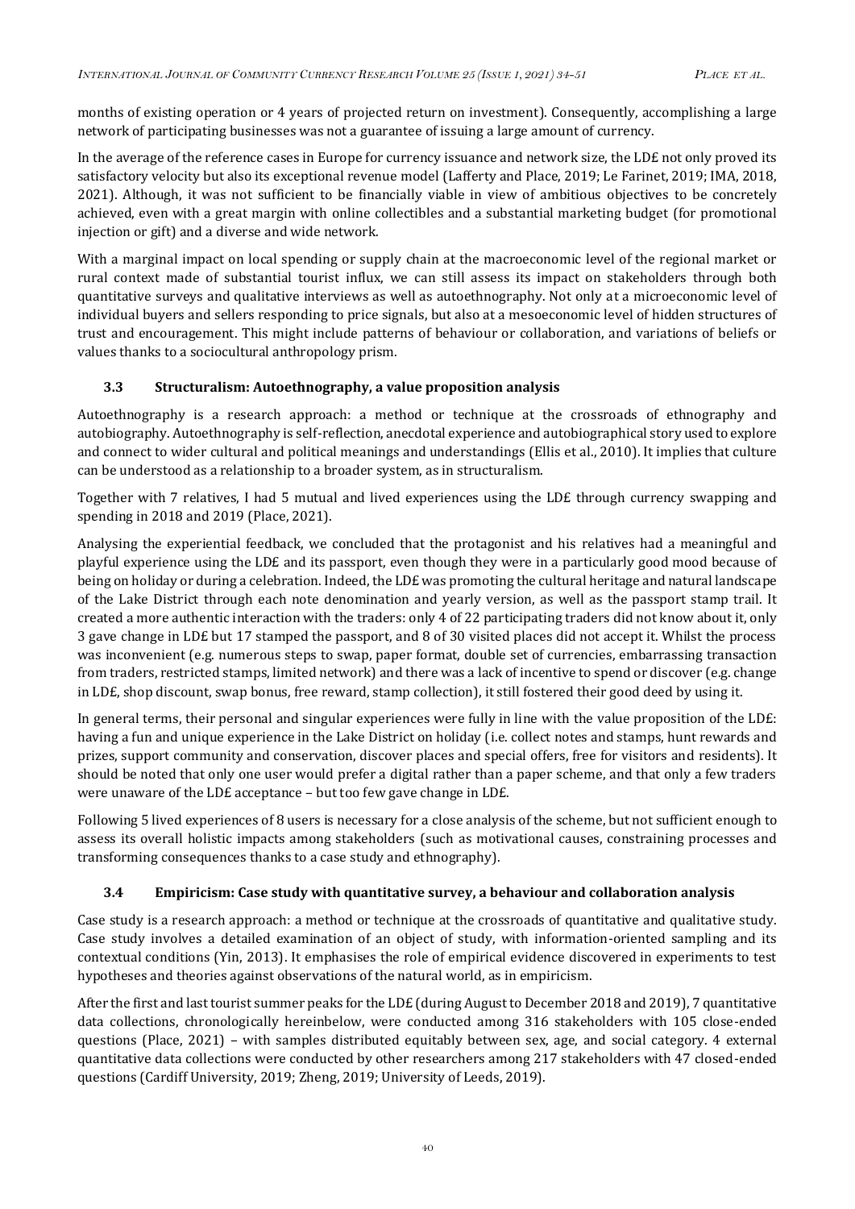months of existing operation or 4 years of projected return on investment). Consequently, accomplishing a large network of participating businesses was not a guarantee of issuing a large amount of currency.

In the average of the reference cases in Europe for currency issuance and network size, the LD£ not only proved its satisfactory velocity but also its exceptional revenue model (Lafferty and Place, 2019; Le Farinet, 2019; IMA, 2018, 2021). Although, it was not sufficient to be financially viable in view of ambitious objectives to be concretely achieved, even with a great margin with online collectibles and a substantial marketing budget (for promotional injection or gift) and a diverse and wide network.

With a marginal impact on local spending or supply chain at the macroeconomic level of the regional market or rural context made of substantial tourist influx, we can still assess its impact on stakeholders through both quantitative surveys and qualitative interviews as well as autoethnography. Not only at a microeconomic level of individual buyers and sellers responding to price signals, but also at a mesoeconomic level of hidden structures of trust and encouragement. This might include patterns of behaviour or collaboration, and variations of beliefs or values thanks to a sociocultural anthropology prism.

### 3.3 Structuralism: Autoethnography, a value proposition analysis

Autoethnography is a research approach: a method or technique at the crossroads of ethnography and autobiography. Autoethnography is self-reflection, anecdotal experience and autobiographical story used to explore and connect to wider cultural and political meanings and understandings (Ellis et al., 2010). It implies that culture can be understood as a relationship to a broader system, as in structuralism.

Together with 7 relatives, I had 5 mutual and lived experiences using the LD£ through currency swapping and spending in 2018 and 2019 (Place, 2021).

Analysing the experiential feedback, we concluded that the protagonist and his relatives had a meaningful and playful experience using the LD£ and its passport, even though they were in a particularly good mood because of being on holiday or during a celebration. Indeed, the LD£ was promoting the cultural heritage and natural landscape of the Lake District through each note denomination and yearly version, as well as the passport stamp trail. It created a more authentic interaction with the traders: only 4 of 22 participating traders did not know about it, only 3 gave change in LD£ but 17 stamped the passport, and 8 of 30 visited places did not accept it. Whilst the process was inconvenient (e.g. numerous steps to swap, paper format, double set of currencies, embarrassing transaction from traders, restricted stamps, limited network) and there was a lack of incentive to spend or discover (e.g. change in LD£, shop discount, swap bonus, free reward, stamp collection), it still fostered their good deed by using it.

In general terms, their personal and singular experiences were fully in line with the value proposition of the LD£: having a fun and unique experience in the Lake District on holiday (i.e. collect notes and stamps, hunt rewards and prizes, support community and conservation, discover places and special offers, free for visitors and residents). It should be noted that only one user would prefer a digital rather than a paper scheme, and that only a few traders were unaware of the LD£ acceptance – but too few gave change in LD£.

Following 5 lived experiences of 8 users is necessary for a close analysis of the scheme, but not sufficient enough to assess its overall holistic impacts among stakeholders (such as motivational causes, constraining processes and transforming consequences thanks to a case study and ethnography).

### 3.4 Empiricism: Case study with quantitative survey, a behaviour and collaboration analysis

Case study is a research approach: a method or technique at the crossroads of quantitative and qualitative study. Case study involves a detailed examination of an object of study, with information-oriented sampling and its contextual conditions (Yin, 2013). It emphasises the role of empirical evidence discovered in experiments to test hypotheses and theories against observations of the natural world, as in empiricism.

After the first and last tourist summer peaks for the LD£ (during August to December 2018 and 2019), 7 quantitative data collections, chronologically hereinbelow, were conducted among 316 stakeholders with 105 close-ended questions (Place, 2021) – with samples distributed equitably between sex, age, and social category. 4 external quantitative data collections were conducted by other researchers among 217 stakeholders with 47 closed-ended questions (Cardiff University, 2019; Zheng, 2019; University of Leeds, 2019).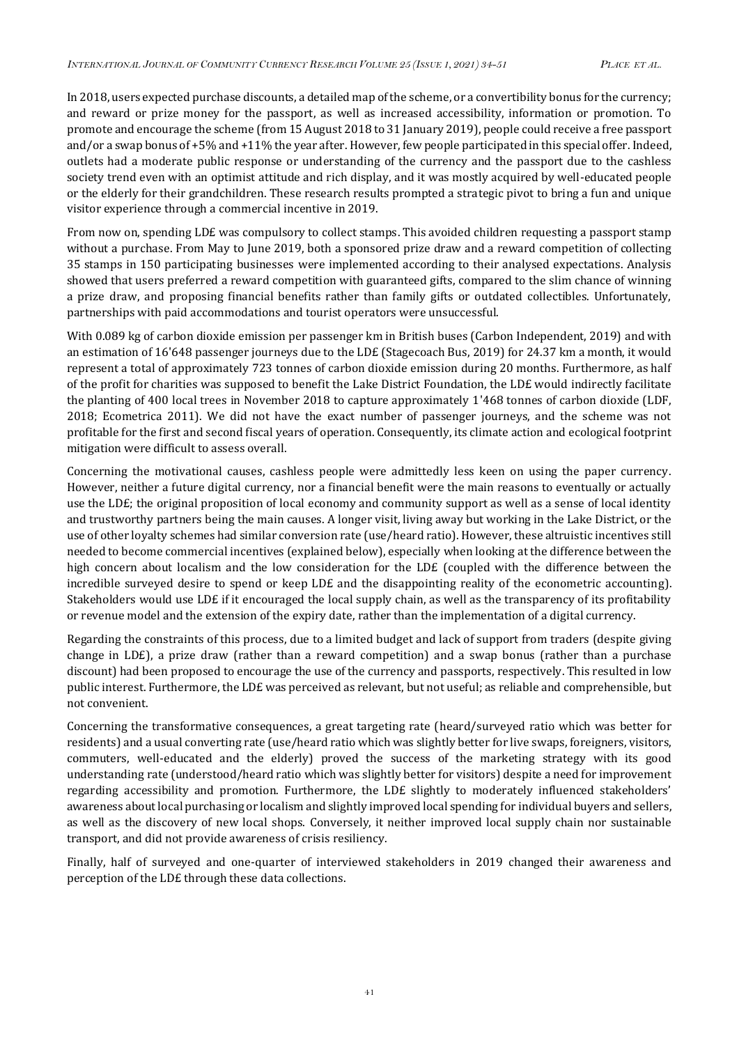In 2018, users expected purchase discounts, a detailed map of the scheme, or a convertibility bonus for the currency; and reward or prize money for the passport, as well as increased accessibility, information or promotion. To promote and encourage the scheme (from 15 August 2018 to 31 January 2019), people could receive a free passport and/or a swap bonus of +5% and +11% the year after. However, few people participated in this special offer. Indeed, outlets had a moderate public response or understanding of the currency and the passport due to the cashless society trend even with an optimist attitude and rich display, and it was mostly acquired by well-educated people or the elderly for their grandchildren. These research results prompted a strategic pivot to bring a fun and unique visitor experience through a commercial incentive in 2019.

From now on, spending LD£ was compulsory to collect stamps. This avoided children requesting a passport stamp without a purchase. From May to June 2019, both a sponsored prize draw and a reward competition of collecting 35 stamps in 150 participating businesses were implemented according to their analysed expectations. Analysis showed that users preferred a reward competition with guaranteed gifts, compared to the slim chance of winning a prize draw, and proposing financial benefits rather than family gifts or outdated collectibles. Unfortunately, partnerships with paid accommodations and tourist operators were unsuccessful.

With 0.089 kg of carbon dioxide emission per passenger km in British buses (Carbon Independent, 2019) and with an estimation of 16'648 passenger journeys due to the LD£ (Stagecoach Bus, 2019) for 24.37 km a month, it would represent a total of approximately 723 tonnes of carbon dioxide emission during 20 months. Furthermore, as half of the profit for charities was supposed to benefit the Lake District Foundation, the LD£ would indirectly facilitate the planting of 400 local trees in November 2018 to capture approximately 1'468 tonnes of carbon dioxide (LDF, 2018; Ecometrica 2011). We did not have the exact number of passenger journeys, and the scheme was not profitable for the first and second fiscal years of operation. Consequently, its climate action and ecological footprint mitigation were difficult to assess overall.

Concerning the motivational causes, cashless people were admittedly less keen on using the paper currency. However, neither a future digital currency, nor a financial benefit were the main reasons to eventually or actually use the LD£; the original proposition of local economy and community support as well as a sense of local identity and trustworthy partners being the main causes. A longer visit, living away but working in the Lake District, or the use of other loyalty schemes had similar conversion rate (use/heard ratio). However, these altruistic incentives still needed to become commercial incentives (explained below), especially when looking at the difference between the high concern about localism and the low consideration for the LD£ (coupled with the difference between the incredible surveyed desire to spend or keep LD£ and the disappointing reality of the econometric accounting). Stakeholders would use LD£ if it encouraged the local supply chain, as well as the transparency of its profitability or revenue model and the extension of the expiry date, rather than the implementation of a digital currency.

Regarding the constraints of this process, due to a limited budget and lack of support from traders (despite giving change in LD£), a prize draw (rather than a reward competition) and a swap bonus (rather than a purchase discount) had been proposed to encourage the use of the currency and passports, respectively. This resulted in low public interest. Furthermore, the LD£ was perceived as relevant, but not useful; as reliable and comprehensible, but not convenient.

Concerning the transformative consequences, a great targeting rate (heard/surveyed ratio which was better for residents) and a usual converting rate (use/heard ratio which was slightly better for live swaps, foreigners, visitors, commuters, well-educated and the elderly) proved the success of the marketing strategy with its good understanding rate (understood/heard ratio which was slightly better for visitors) despite a need for improvement regarding accessibility and promotion. Furthermore, the LD£ slightly to moderately influenced stakeholders' awareness about local purchasing or localism and slightly improved local spending for individual buyers and sellers, as well as the discovery of new local shops. Conversely, it neither improved local supply chain nor sustainable transport, and did not provide awareness of crisis resiliency.

Finally, half of surveyed and one-quarter of interviewed stakeholders in 2019 changed their awareness and perception of the LD£ through these data collections.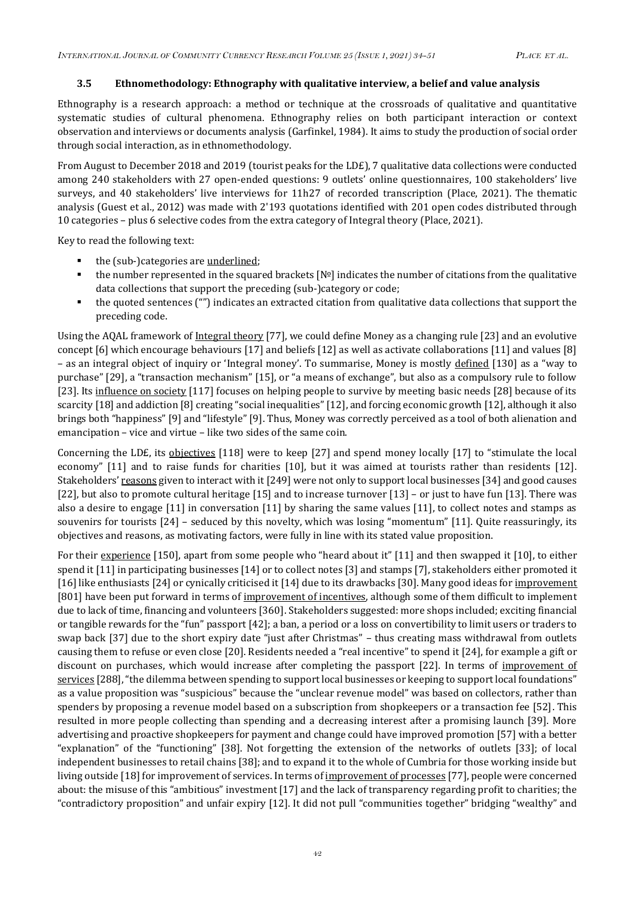### 3.5 Ethnomethodology: Ethnography with qualitative interview, a belief and value analysis

Ethnography is a research approach: a method or technique at the crossroads of qualitative and quantitative systematic studies of cultural phenomena. Ethnography relies on both participant interaction or context observation and interviews or documents analysis (Garfinkel, 1984). It aims to study the production of social order through social interaction, as in ethnomethodology.

From August to December 2018 and 2019 (tourist peaks for the LD£), 7 qualitative data collections were conducted among 240 stakeholders with 27 open-ended questions: 9 outlets' online questionnaires, 100 stakeholders' live surveys, and 40 stakeholders' live interviews for 11h27 of recorded transcription (Place, 2021). The thematic analysis (Guest et al., 2012) was made with 2'193 quotations identified with 201 open codes distributed through 10 categories – plus 6 selective codes from the extra category of Integral theory (Place, 2021).

Key to read the following text:

- the (sub-)categories are underlined;
- the number represented in the squared brackets [№] indicates the number of citations from the qualitative data collections that support the preceding (sub-)category or code;
- the quoted sentences ("") indicates an extracted citation from qualitative data collections that support the preceding code.

Using the AQAL framework of Integral theory [77], we could define Money as a changing rule [23] and an evolutive concept [6] which encourage behaviours [17] and beliefs [12] as well as activate collaborations [11] and values [8] – as an integral object of inquiry or 'Integral money'. To summarise, Money is mostly defined [130] as a "way to purchase" [29], a "transaction mechanism" [15], or "a means of exchange", but also as a compulsory rule to follow [23]. Its influence on society [117] focuses on helping people to survive by meeting basic needs [28] because of its scarcity [18] and addiction [8] creating "social inequalities" [12], and forcing economic growth [12], although it also brings both "happiness" [9] and "lifestyle" [9]. Thus, Money was correctly perceived as a tool of both alienation and emancipation – vice and virtue – like two sides of the same coin.

Concerning the LD£, its objectives [118] were to keep [27] and spend money locally [17] to "stimulate the local economy" [11] and to raise funds for charities [10], but it was aimed at tourists rather than residents [12]. Stakeholders' reasons given to interact with it [249] were not only to support local businesses [34] and good causes [22], but also to promote cultural heritage [15] and to increase turnover [13] – or just to have fun [13]. There was also a desire to engage [11] in conversation [11] by sharing the same values [11], to collect notes and stamps as souvenirs for tourists [24] – seduced by this novelty, which was losing "momentum" [11]. Quite reassuringly, its objectives and reasons, as motivating factors, were fully in line with its stated value proposition.

For their experience [150], apart from some people who "heard about it" [11] and then swapped it [10], to either spend it [11] in participating businesses [14] or to collect notes [3] and stamps [7], stakeholders either promoted it [16] like enthusiasts [24] or cynically criticised it [14] due to its drawbacks [30]. Many good ideas for improvement [801] have been put forward in terms of improvement of incentives, although some of them difficult to implement due to lack of time, financing and volunteers [360]. Stakeholders suggested: more shops included; exciting financial or tangible rewards for the "fun" passport [42]; a ban, a period or a loss on convertibility to limit users or traders to swap back [37] due to the short expiry date "just after Christmas" – thus creating mass withdrawal from outlets causing them to refuse or even close [20]. Residents needed a "real incentive" to spend it [24], for example a gift or discount on purchases, which would increase after completing the passport [22]. In terms of improvement of services [288], "the dilemma between spending to support local businesses or keeping to support local foundations" as a value proposition was "suspicious" because the "unclear revenue model" was based on collectors, rather than spenders by proposing a revenue model based on a subscription from shopkeepers or a transaction fee [52]. This resulted in more people collecting than spending and a decreasing interest after a promising launch [39]. More advertising and proactive shopkeepers for payment and change could have improved promotion [57] with a better "explanation" of the "functioning" [38]. Not forgetting the extension of the networks of outlets [33]; of local independent businesses to retail chains [38]; and to expand it to the whole of Cumbria for those working inside but living outside [18] for improvement of services. In terms of improvement of processes [77], people were concerned about: the misuse of this "ambitious" investment [17] and the lack of transparency regarding profit to charities; the "contradictory proposition" and unfair expiry [12]. It did not pull "communities together" bridging "wealthy" and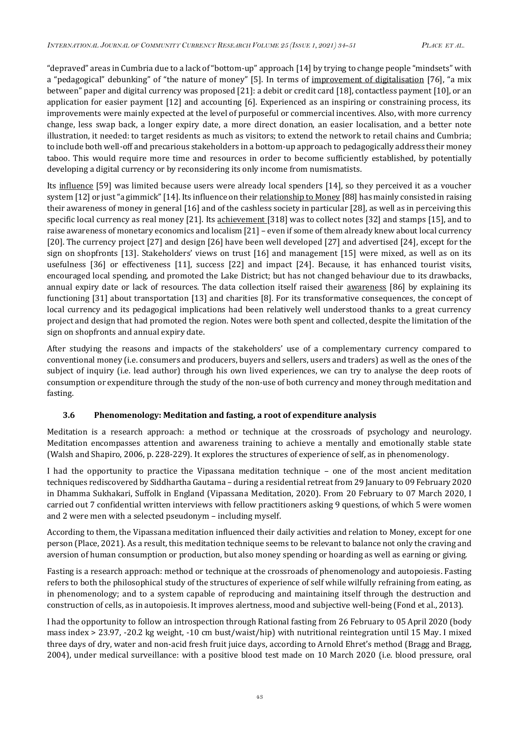"depraved" areas in Cumbria due to a lack of "bottom-up" approach [14] by trying to change people "mindsets" with a "pedagogical" debunking" of "the nature of money" [5]. In terms of improvement of digitalisation [76], "a mix between" paper and digital currency was proposed [21]: a debit or credit card [18], contactless payment [10], or an application for easier payment [12] and accounting [6]. Experienced as an inspiring or constraining process, its improvements were mainly expected at the level of purposeful or commercial incentives. Also, with more currency change, less swap back, a longer expiry date, a more direct donation, an easier localisation, and a better note illustration, it needed: to target residents as much as visitors; to extend the network to retail chains and Cumbria; to include both well-off and precarious stakeholders in a bottom-up approach to pedagogically address their money taboo. This would require more time and resources in order to become sufficiently established, by potentially developing a digital currency or by reconsidering its only income from numismatists.

Its influence [59] was limited because users were already local spenders [14], so they perceived it as a voucher system [12] or just "a gimmick" [14]. Its influence on their relationship to Money [88] has mainly consisted in raising their awareness of money in general [16] and of the cashless society in particular [28], as well as in perceiving this specific local currency as real money [21]. Its achievement [318] was to collect notes [32] and stamps [15], and to raise awareness of monetary economics and localism [21] – even if some of them already knew about local currency [20]. The currency project [27] and design [26] have been well developed [27] and advertised [24], except for the sign on shopfronts [13]. Stakeholders' views on trust [16] and management [15] were mixed, as well as on its usefulness [36] or effectiveness [11], success [22] and impact [24]. Because, it has enhanced tourist visits, encouraged local spending, and promoted the Lake District; but has not changed behaviour due to its drawbacks, annual expiry date or lack of resources. The data collection itself raised their awareness [86] by explaining its functioning [31] about transportation [13] and charities [8]. For its transformative consequences, the concept of local currency and its pedagogical implications had been relatively well understood thanks to a great currency project and design that had promoted the region. Notes were both spent and collected, despite the limitation of the sign on shopfronts and annual expiry date.

After studying the reasons and impacts of the stakeholders' use of a complementary currency compared to conventional money (i.e. consumers and producers, buyers and sellers, users and traders) as well as the ones of the subject of inquiry (i.e. lead author) through his own lived experiences, we can try to analyse the deep roots of consumption or expenditure through the study of the non-use of both currency and money through meditation and fasting.

### 3.6 Phenomenology: Meditation and fasting, a root of expenditure analysis

Meditation is a research approach: a method or technique at the crossroads of psychology and neurology. Meditation encompasses attention and awareness training to achieve a mentally and emotionally stable state (Walsh and Shapiro, 2006, p. 228-229). It explores the structures of experience of self, as in phenomenology.

I had the opportunity to practice the Vipassana meditation technique – one of the most ancient meditation techniques rediscovered by Siddhartha Gautama – during a residential retreat from 29 January to 09 February 2020 in Dhamma Sukhakari, Suffolk in England (Vipassana Meditation, 2020). From 20 February to 07 March 2020, I carried out 7 confidential written interviews with fellow practitioners asking 9 questions, of which 5 were women and 2 were men with a selected pseudonym – including myself.

According to them, the Vipassana meditation influenced their daily activities and relation to Money, except for one person (Place, 2021). As a result, this meditation technique seems to be relevant to balance not only the craving and aversion of human consumption or production, but also money spending or hoarding as well as earning or giving.

Fasting is a research approach: method or technique at the crossroads of phenomenology and autopoiesis. Fasting refers to both the philosophical study of the structures of experience of self while wilfully refraining from eating, as in phenomenology; and to a system capable of reproducing and maintaining itself through the destruction and construction of cells, as in autopoiesis. It improves alertness, mood and subjective well-being (Fond et al., 2013).

I had the opportunity to follow an introspection through Rational fasting from 26 February to 05 April 2020 (body mass index > 23.97, -20.2 kg weight, -10 cm bust/waist/hip) with nutritional reintegration until 15 May. I mixed three days of dry, water and non-acid fresh fruit juice days, according to Arnold Ehret's method (Bragg and Bragg, 2004), under medical surveillance: with a positive blood test made on 10 March 2020 (i.e. blood pressure, oral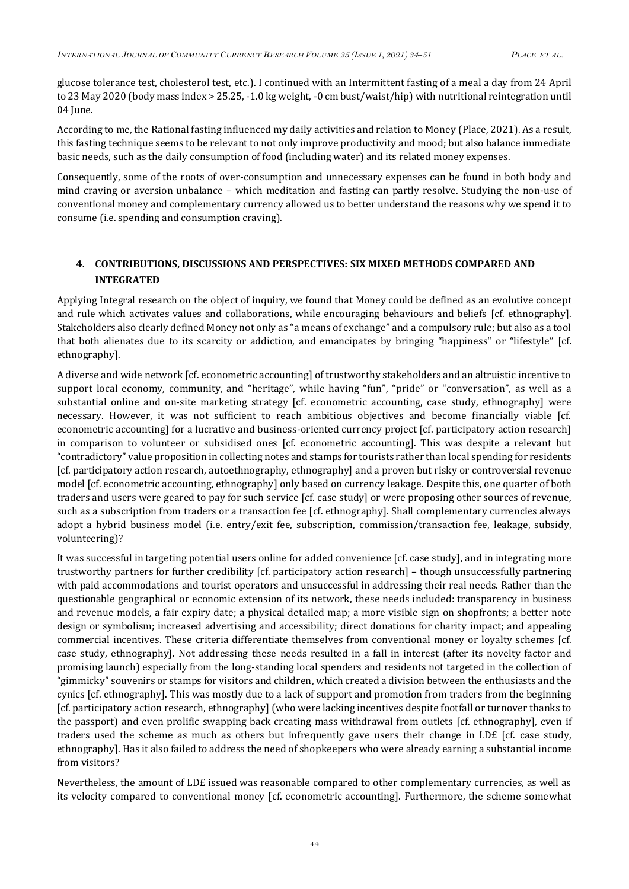glucose tolerance test, cholesterol test, etc.). I continued with an Intermittent fasting of a meal a day from 24 April to 23 May 2020 (body mass index > 25.25, -1.0 kg weight, -0 cm bust/waist/hip) with nutritional reintegration until 04 June.

According to me, the Rational fasting influenced my daily activities and relation to Money (Place, 2021). As a result, this fasting technique seems to be relevant to not only improve productivity and mood; but also balance immediate basic needs, such as the daily consumption of food (including water) and its related money expenses.

Consequently, some of the roots of over-consumption and unnecessary expenses can be found in both body and mind craving or aversion unbalance – which meditation and fasting can partly resolve. Studying the non-use of conventional money and complementary currency allowed us to better understand the reasons why we spend it to consume (i.e. spending and consumption craving).

## 4. CONTRIBUTIONS, DISCUSSIONS AND PERSPECTIVES: SIX MIXED METHODS COMPARED AND INTEGRATED

Applying Integral research on the object of inquiry, we found that Money could be defined as an evolutive concept and rule which activates values and collaborations, while encouraging behaviours and beliefs [cf. ethnography]. Stakeholders also clearly defined Money not only as "a means of exchange" and a compulsory rule; but also as a tool that both alienates due to its scarcity or addiction, and emancipates by bringing "happiness" or "lifestyle" [cf. ethnography].

A diverse and wide network [cf. econometric accounting] of trustworthy stakeholders and an altruistic incentive to support local economy, community, and "heritage", while having "fun", "pride" or "conversation", as well as a substantial online and on-site marketing strategy [cf. econometric accounting, case study, ethnography] were necessary. However, it was not sufficient to reach ambitious objectives and become financially viable [cf. econometric accounting] for a lucrative and business-oriented currency project [cf. participatory action research] in comparison to volunteer or subsidised ones [cf. econometric accounting]. This was despite a relevant but "contradictory" value proposition in collecting notes and stamps for tourists rather than local spending for residents [cf. participatory action research, autoethnography, ethnography] and a proven but risky or controversial revenue model [cf. econometric accounting, ethnography] only based on currency leakage. Despite this, one quarter of both traders and users were geared to pay for such service [cf. case study] or were proposing other sources of revenue, such as a subscription from traders or a transaction fee [cf. ethnography]. Shall complementary currencies always adopt a hybrid business model (i.e. entry/exit fee, subscription, commission/transaction fee, leakage, subsidy, volunteering)?

It was successful in targeting potential users online for added convenience [cf. case study], and in integrating more trustworthy partners for further credibility [cf. participatory action research] – though unsuccessfully partnering with paid accommodations and tourist operators and unsuccessful in addressing their real needs. Rather than the questionable geographical or economic extension of its network, these needs included: transparency in business and revenue models, a fair expiry date; a physical detailed map; a more visible sign on shopfronts; a better note design or symbolism; increased advertising and accessibility; direct donations for charity impact; and appealing commercial incentives. These criteria differentiate themselves from conventional money or loyalty schemes [cf. case study, ethnography]. Not addressing these needs resulted in a fall in interest (after its novelty factor and promising launch) especially from the long-standing local spenders and residents not targeted in the collection of "gimmicky" souvenirs or stamps for visitors and children, which created a division between the enthusiasts and the cynics [cf. ethnography]. This was mostly due to a lack of support and promotion from traders from the beginning [cf. participatory action research, ethnography] (who were lacking incentives despite footfall or turnover thanks to the passport) and even prolific swapping back creating mass withdrawal from outlets [cf. ethnography], even if traders used the scheme as much as others but infrequently gave users their change in LD£ [cf. case study, ethnography]. Has it also failed to address the need of shopkeepers who were already earning a substantial income from visitors?

Nevertheless, the amount of LD£ issued was reasonable compared to other complementary currencies, as well as its velocity compared to conventional money [cf. econometric accounting]. Furthermore, the scheme somewhat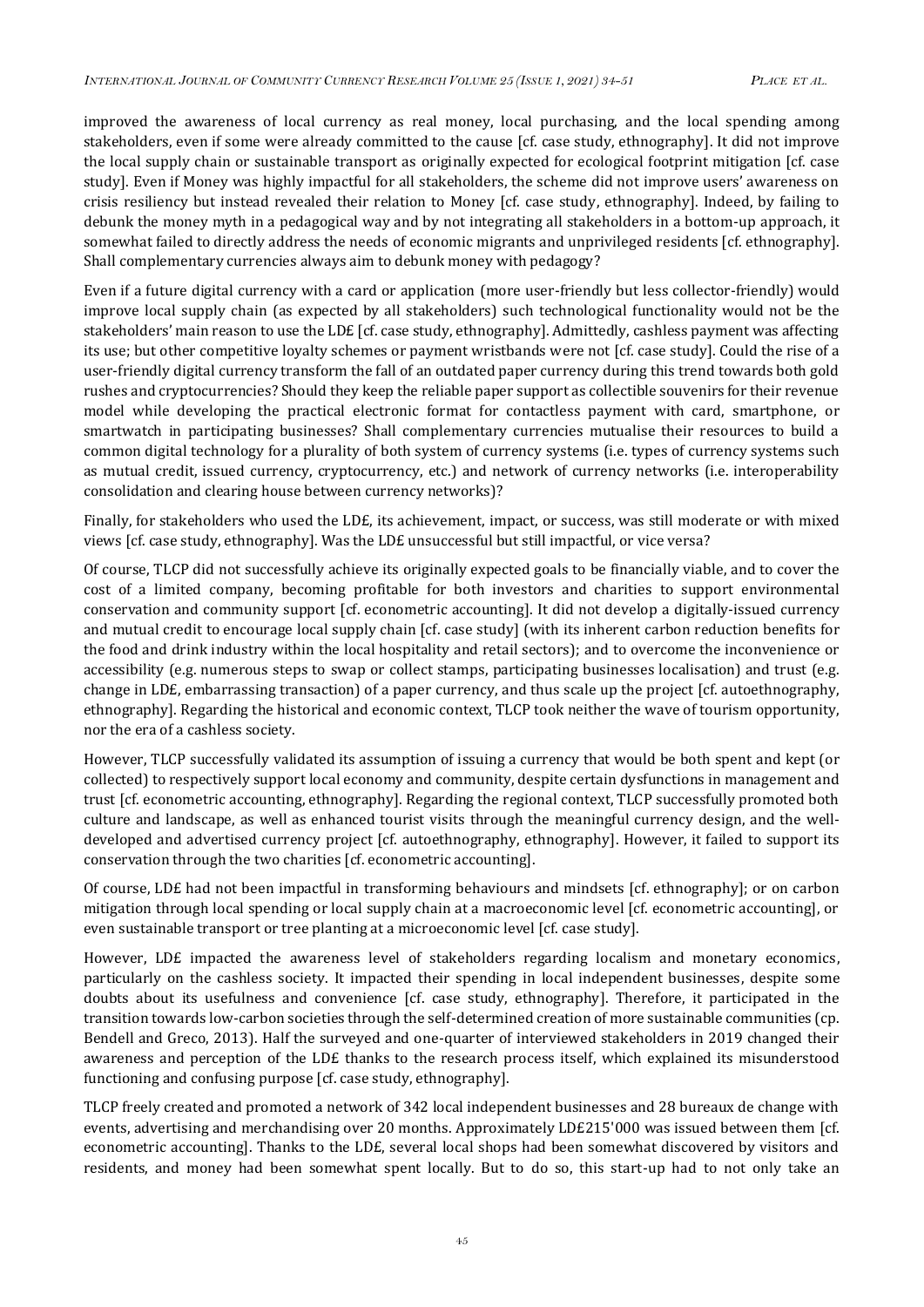improved the awareness of local currency as real money, local purchasing, and the local spending among stakeholders, even if some were already committed to the cause [cf. case study, ethnography]. It did not improve the local supply chain or sustainable transport as originally expected for ecological footprint mitigation [cf. case study]. Even if Money was highly impactful for all stakeholders, the scheme did not improve users' awareness on crisis resiliency but instead revealed their relation to Money [cf. case study, ethnography]. Indeed, by failing to debunk the money myth in a pedagogical way and by not integrating all stakeholders in a bottom-up approach, it somewhat failed to directly address the needs of economic migrants and unprivileged residents [cf. ethnography]. Shall complementary currencies always aim to debunk money with pedagogy?

Even if a future digital currency with a card or application (more user-friendly but less collector-friendly) would improve local supply chain (as expected by all stakeholders) such technological functionality would not be the stakeholders' main reason to use the LD£ [cf. case study, ethnography]. Admittedly, cashless payment was affecting its use; but other competitive loyalty schemes or payment wristbands were not [cf. case study]. Could the rise of a user-friendly digital currency transform the fall of an outdated paper currency during this trend towards both gold rushes and cryptocurrencies? Should they keep the reliable paper support as collectible souvenirs for their revenue model while developing the practical electronic format for contactless payment with card, smartphone, or smartwatch in participating businesses? Shall complementary currencies mutualise their resources to build a common digital technology for a plurality of both system of currency systems (i.e. types of currency systems such as mutual credit, issued currency, cryptocurrency, etc.) and network of currency networks (i.e. interoperability consolidation and clearing house between currency networks)?

Finally, for stakeholders who used the LD£, its achievement, impact, or success, was still moderate or with mixed views [cf. case study, ethnography]. Was the LD£ unsuccessful but still impactful, or vice versa?

Of course, TLCP did not successfully achieve its originally expected goals to be financially viable, and to cover the cost of a limited company, becoming profitable for both investors and charities to support environmental conservation and community support [cf. econometric accounting]. It did not develop a digitally-issued currency and mutual credit to encourage local supply chain [cf. case study] (with its inherent carbon reduction benefits for the food and drink industry within the local hospitality and retail sectors); and to overcome the inconvenience or accessibility (e.g. numerous steps to swap or collect stamps, participating businesses localisation) and trust (e.g. change in LD£, embarrassing transaction) of a paper currency, and thus scale up the project [cf. autoethnography, ethnography]. Regarding the historical and economic context, TLCP took neither the wave of tourism opportunity, nor the era of a cashless society.

However, TLCP successfully validated its assumption of issuing a currency that would be both spent and kept (or collected) to respectively support local economy and community, despite certain dysfunctions in management and trust [cf. econometric accounting, ethnography]. Regarding the regional context, TLCP successfully promoted both culture and landscape, as well as enhanced tourist visits through the meaningful currency design, and the well-developed and advertised currency project [cf. autoethnography, ethnography]. However, it failed to support its conservation through the two charities [cf. econometric accounting].

Of course, LD£ had not been impactful in transforming behaviours and mindsets [cf. ethnography]; or on carbon mitigation through local spending or local supply chain at a macroeconomic level [cf. econometric accounting], or even sustainable transport or tree planting at a microeconomic level [cf. case study].

However, LD£ impacted the awareness level of stakeholders regarding localism and monetary economics, particularly on the cashless society. It impacted their spending in local independent businesses, despite some doubts about its usefulness and convenience [cf. case study, ethnography]. Therefore, it participated in the transition towards low-carbon societies through the self-determined creation of more sustainable communities (cp. Bendell and Greco, 2013). Half the surveyed and one-quarter of interviewed stakeholders in 2019 changed their awareness and perception of the LD£ thanks to the research process itself, which explained its misunderstood functioning and confusing purpose [cf. case study, ethnography].

TLCP freely created and promoted a network of 342 local independent businesses and 28 bureaux de change with events, advertising and merchandising over 20 months. Approximately LD£215'000 was issued between them [cf. econometric accounting]. Thanks to the LD£, several local shops had been somewhat discovered by visitors and residents, and money had been somewhat spent locally. But to do so, this start-up had to not only take an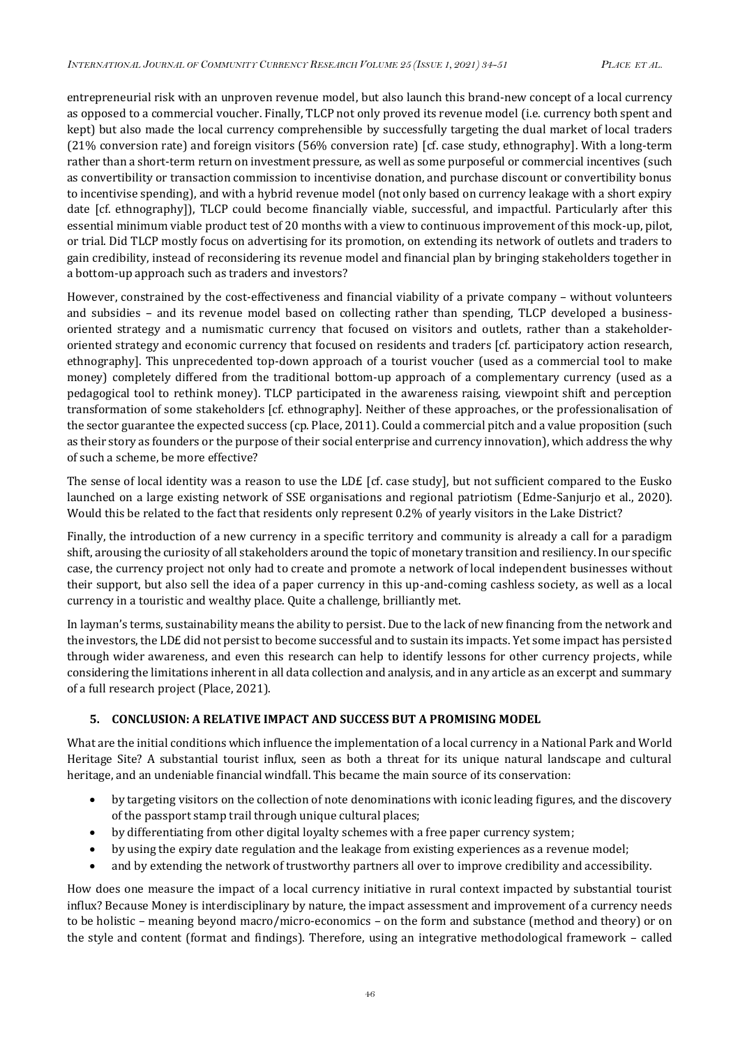entrepreneurial risk with an unproven revenue model, but also launch this brand-new concept of a local currency as opposed to a commercial voucher. Finally, TLCP not only proved its revenue model (i.e. currency both spent and kept) but also made the local currency comprehensible by successfully targeting the dual market of local traders (21% conversion rate) and foreign visitors (56% conversion rate) [cf. case study, ethnography]. With a long-term rather than a short-term return on investment pressure, as well as some purposeful or commercial incentives (such as convertibility or transaction commission to incentivise donation, and purchase discount or convertibility bonus to incentivise spending), and with a hybrid revenue model (not only based on currency leakage with a short expiry date [cf. ethnography]), TLCP could become financially viable, successful, and impactful. Particularly after this essential minimum viable product test of 20 months with a view to continuous improvement of this mock-up, pilot, or trial. Did TLCP mostly focus on advertising for its promotion, on extending its network of outlets and traders to gain credibility, instead of reconsidering its revenue model and financial plan by bringing stakeholders together in a bottom-up approach such as traders and investors?

However, constrained by the cost-effectiveness and financial viability of a private company – without volunteers and subsidies – and its revenue model based on collecting rather than spending, TLCP developed a business-oriented strategy and a numismatic currency that focused on visitors and outlets, rather than a stakeholder-oriented strategy and economic currency that focused on residents and traders [cf. participatory action research, ethnography]. This unprecedented top-down approach of a tourist voucher (used as a commercial tool to make money) completely differed from the traditional bottom-up approach of a complementary currency (used as a pedagogical tool to rethink money). TLCP participated in the awareness raising, viewpoint shift and perception transformation of some stakeholders [cf. ethnography]. Neither of these approaches, or the professionalisation of the sector guarantee the expected success (cp. Place, 2011). Could a commercial pitch and a value proposition (such as their story as founders or the purpose of their social enterprise and currency innovation), which address the why of such a scheme, be more effective?

The sense of local identity was a reason to use the LD£ [cf. case study], but not sufficient compared to the Eusko launched on a large existing network of SSE organisations and regional patriotism (Edme-Sanjurjo et al., 2020). Would this be related to the fact that residents only represent 0.2% of yearly visitors in the Lake District?

Finally, the introduction of a new currency in a specific territory and community is already a call for a paradigm shift, arousing the curiosity of all stakeholders around the topic of monetary transition and resiliency. In our specific case, the currency project not only had to create and promote a network of local independent businesses without their support, but also sell the idea of a paper currency in this up-and-coming cashless society, as well as a local currency in a touristic and wealthy place. Quite a challenge, brilliantly met.

In layman's terms, sustainability means the ability to persist. Due to the lack of new financing from the network and the investors, the LD£ did not persist to become successful and to sustain its impacts. Yet some impact has persisted through wider awareness, and even this research can help to identify lessons for other currency projects, while considering the limitations inherent in all data collection and analysis, and in any article as an excerpt and summary of a full research project (Place, 2021).

## 5. CONCLUSION: A RELATIVE IMPACT AND SUCCESS BUT A PROMISING MODEL

What are the initial conditions which influence the implementation of a local currency in a National Park and World Heritage Site? A substantial tourist influx, seen as both a threat for its unique natural landscape and cultural heritage, and an undeniable financial windfall. This became the main source of its conservation:

- by targeting visitors on the collection of note denominations with iconic leading figures, and the discovery of the passport stamp trail through unique cultural places;
- by differentiating from other digital loyalty schemes with a free paper currency system;
- by using the expiry date regulation and the leakage from existing experiences as a revenue model;
- and by extending the network of trustworthy partners all over to improve credibility and accessibility.

How does one measure the impact of a local currency initiative in rural context impacted by substantial tourist influx? Because Money is interdisciplinary by nature, the impact assessment and improvement of a currency needs to be holistic – meaning beyond macro/micro-economics – on the form and substance (method and theory) or on the style and content (format and findings). Therefore, using an integrative methodological framework – called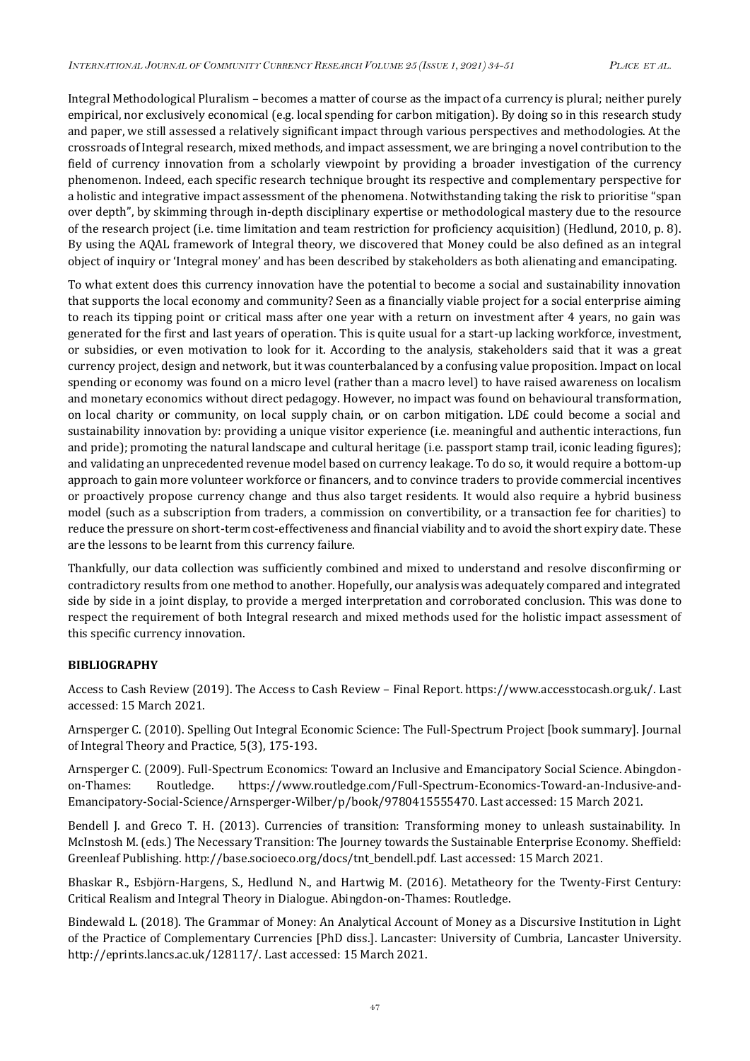Integral Methodological Pluralism – becomes a matter of course as the impact of a currency is plural; neither purely empirical, nor exclusively economical (e.g. local spending for carbon mitigation). By doing so in this research study and paper, we still assessed a relatively significant impact through various perspectives and methodologies. At the crossroads of Integral research, mixed methods, and impact assessment, we are bringing a novel contribution to the field of currency innovation from a scholarly viewpoint by providing a broader investigation of the currency phenomenon. Indeed, each specific research technique brought its respective and complementary perspective for a holistic and integrative impact assessment of the phenomena. Notwithstanding taking the risk to prioritise "span over depth", by skimming through in-depth disciplinary expertise or methodological mastery due to the resource of the research project (i.e. time limitation and team restriction for proficiency acquisition) (Hedlund, 2010, p. 8). By using the AQAL framework of Integral theory, we discovered that Money could be also defined as an integral object of inquiry or 'Integral money' and has been described by stakeholders as both alienating and emancipating.

To what extent does this currency innovation have the potential to become a social and sustainability innovation that supports the local economy and community? Seen as a financially viable project for a social enterprise aiming to reach its tipping point or critical mass after one year with a return on investment after 4 years, no gain was generated for the first and last years of operation. This is quite usual for a start-up lacking workforce, investment, or subsidies, or even motivation to look for it. According to the analysis, stakeholders said that it was a great currency project, design and network, but it was counterbalanced by a confusing value proposition. Impact on local spending or economy was found on a micro level (rather than a macro level) to have raised awareness on localism and monetary economics without direct pedagogy. However, no impact was found on behavioural transformation, on local charity or community, on local supply chain, or on carbon mitigation. LD£ could become a social and sustainability innovation by: providing a unique visitor experience (i.e. meaningful and authentic interactions, fun and pride); promoting the natural landscape and cultural heritage (i.e. passport stamp trail, iconic leading figures); and validating an unprecedented revenue model based on currency leakage. To do so, it would require a bottom-up approach to gain more volunteer workforce or financers, and to convince traders to provide commercial incentives or proactively propose currency change and thus also target residents. It would also require a hybrid business model (such as a subscription from traders, a commission on convertibility, or a transaction fee for charities) to reduce the pressure on short-term cost-effectiveness and financial viability and to avoid the short expiry date. These are the lessons to be learnt from this currency failure.

Thankfully, our data collection was sufficiently combined and mixed to understand and resolve disconfirming or contradictory results from one method to another. Hopefully, our analysis was adequately compared and integrated side by side in a joint display, to provide a merged interpretation and corroborated conclusion. This was done to respect the requirement of both Integral research and mixed methods used for the holistic impact assessment of this specific currency innovation.

## BIBLIOGRAPHY

Access to Cash Review (2019). The Access to Cash Review – Final Report. https://www.accesstocash.org.uk/. Last accessed: 15 March 2021.

Arnsperger C. (2010). Spelling Out Integral Economic Science: The Full-Spectrum Project [book summary]. Journal of Integral Theory and Practice, 5(3), 175-193.

Arnsperger C. (2009). Full-Spectrum Economics: Toward an Inclusive and Emancipatory Social Science. Abingdon-on-Thames: Routledge. https://www.routledge.com/Full-Spectrum-Economics-Toward-an-Inclusive-and-Emancipatory-Social-Science/Arnsperger-Wilber/p/book/9780415555470. Last accessed: 15 March 2021.

Bendell J. and Greco T. H. (2013). Currencies of transition: Transforming money to unleash sustainability. In McInstosh M. (eds.) The Necessary Transition: The Journey towards the Sustainable Enterprise Economy. Sheffield: Greenleaf Publishing. http://base.socioeco.org/docs/tnt_bendell.pdf. Last accessed: 15 March 2021.

Bhaskar R., Esbjörn-Hargens, S., Hedlund N., and Hartwig M. (2016). Metatheory for the Twenty-First Century: Critical Realism and Integral Theory in Dialogue. Abingdon-on-Thames: Routledge.

Bindewald L. (2018). The Grammar of Money: An Analytical Account of Money as a Discursive Institution in Light of the Practice of Complementary Currencies [PhD diss.]. Lancaster: University of Cumbria, Lancaster University. http://eprints.lancs.ac.uk/128117/. Last accessed: 15 March 2021.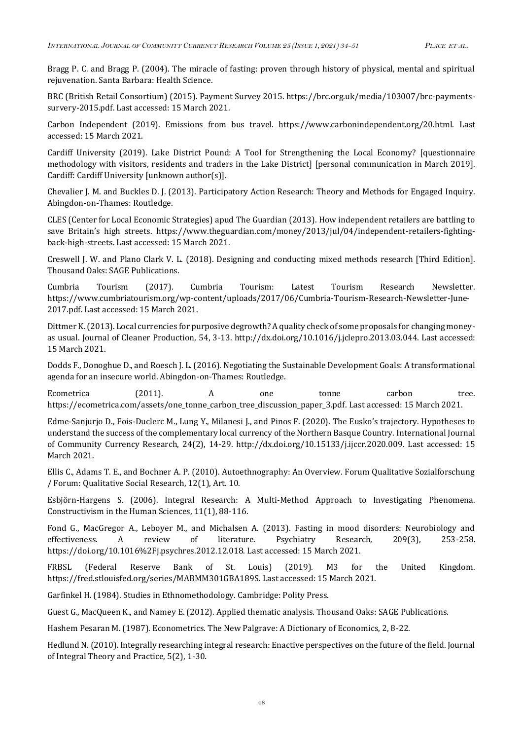Bragg P. C. and Bragg P. (2004). The miracle of fasting: proven through history of physical, mental and spiritual rejuvenation. Santa Barbara: Health Science.

BRC (British Retail Consortium) (2015). Payment Survey 2015. https://brc.org.uk/media/103007/brc-payments-survery-2015.pdf. Last accessed: 15 March 2021.

Carbon Independent (2019). Emissions from bus travel. https://www.carbonindependent.org/20.html. Last accessed: 15 March 2021.

Cardiff University (2019). Lake District Pound: A Tool for Strengthening the Local Economy? [questionnaire methodology with visitors, residents and traders in the Lake District] [personal communication in March 2019]. Cardiff: Cardiff University [unknown author(s)].

Chevalier J. M. and Buckles D. J. (2013). Participatory Action Research: Theory and Methods for Engaged Inquiry. Abingdon-on-Thames: Routledge.

CLES (Center for Local Economic Strategies) apud The Guardian (2013). How independent retailers are battling to save Britain's high streets. https://www.theguardian.com/money/2013/jul/04/independent-retailers-fighting-back-high-streets. Last accessed: 15 March 2021.

Creswell J. W. and Plano Clark V. L. (2018). Designing and conducting mixed methods research [Third Edition]. Thousand Oaks: SAGE Publications.

Cumbria Tourism (2017). Cumbria Tourism: Latest Tourism Research Newsletter. https://www.cumbriatourism.org/wp-content/uploads/2017/06/Cumbria-Tourism-Research-Newsletter-June-2017.pdf. Last accessed: 15 March 2021.

Dittmer K. (2013). Local currencies for purposive degrowth? A quality check of some proposals for changing money-as usual. Journal of Cleaner Production, 54, 3-13. http://dx.doi.org/10.1016/j.jclepro.2013.03.044. Last accessed: 15 March 2021.

Dodds F., Donoghue D., and Roesch J. L. (2016). Negotiating the Sustainable Development Goals: A transformational agenda for an insecure world. Abingdon-on-Thames: Routledge.

Ecometrica (2011). A one tonne carbon tree. https://ecometrica.com/assets/one_tonne_carbon_tree_discussion_paper_3.pdf. Last accessed: 15 March 2021.

Edme-Sanjurjo D., Fois-Duclerc M., Lung Y., Milanesi J., and Pinos F. (2020). The Eusko's trajectory. Hypotheses to understand the success of the complementary local currency of the Northern Basque Country. International Journal of Community Currency Research, 24(2), 14-29. http://dx.doi.org/10.15133/j.ijccr.2020.009. Last accessed: 15 March 2021.

Ellis C., Adams T. E., and Bochner A. P. (2010). Autoethnography: An Overview. Forum Qualitative Sozialforschung / Forum: Qualitative Social Research, 12(1), Art. 10.

Esbjörn-Hargens S. (2006). Integral Research: A Multi-Method Approach to Investigating Phenomena. Constructivism in the Human Sciences, 11(1), 88-116.

Fond G., MacGregor A., Leboyer M., and Michalsen A. (2013). Fasting in mood disorders: Neurobiology and effectiveness. A review of literature. Psychiatry Research, 209(3), 253-258. https://doi.org/10.1016%2Fj.psychres.2012.12.018. Last accessed: 15 March 2021.

FRBSL (Federal Reserve Bank of St. Louis) (2019). M3 for the United Kingdom. https://fred.stlouisfed.org/series/MABMM301GBA189S. Last accessed: 15 March 2021.

Garfinkel H. (1984). Studies in Ethnomethodology. Cambridge: Polity Press.

Guest G., MacQueen K., and Namey E. (2012). Applied thematic analysis. Thousand Oaks: SAGE Publications.

Hashem Pesaran M. (1987). Econometrics. The New Palgrave: A Dictionary of Economics, 2, 8-22.

Hedlund N. (2010). Integrally researching integral research: Enactive perspectives on the future of the field. Journal of Integral Theory and Practice, 5(2), 1-30.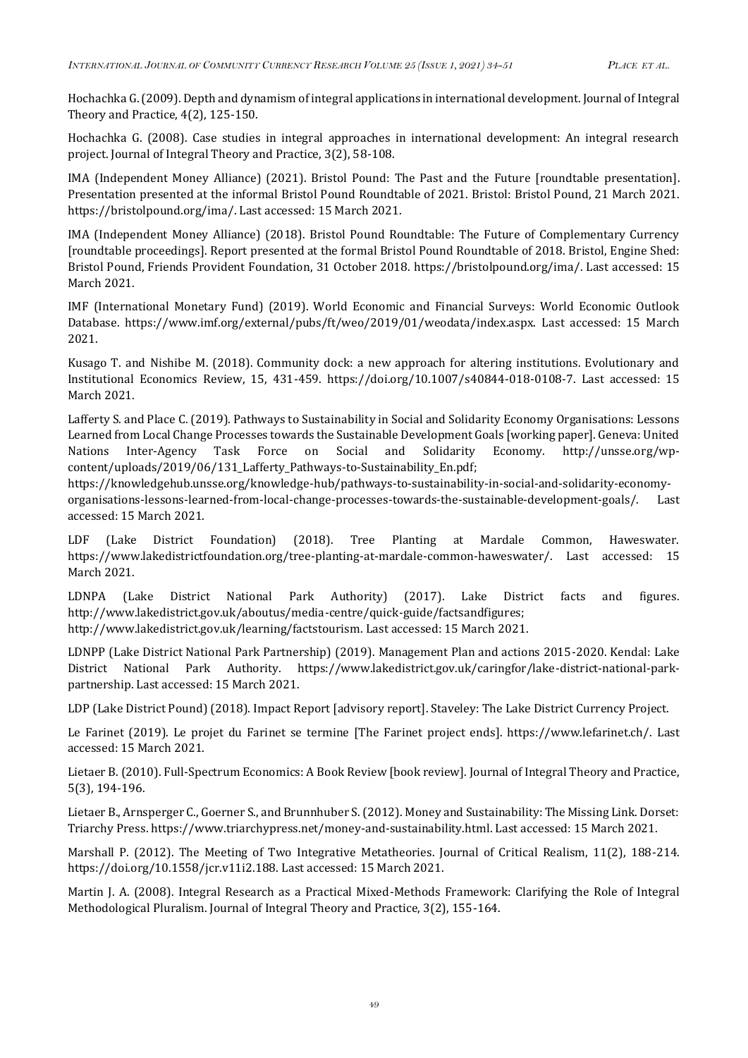Hochachka G. (2009). Depth and dynamism of integral applications in international development. Journal of Integral Theory and Practice, 4(2), 125-150.

Hochachka G. (2008). Case studies in integral approaches in international development: An integral research project. Journal of Integral Theory and Practice, 3(2), 58-108.

IMA (Independent Money Alliance) (2021). Bristol Pound: The Past and the Future [roundtable presentation]. Presentation presented at the informal Bristol Pound Roundtable of 2021. Bristol: Bristol Pound, 21 March 2021. https://bristolpound.org/ima/. Last accessed: 15 March 2021.

IMA (Independent Money Alliance) (2018). Bristol Pound Roundtable: The Future of Complementary Currency [roundtable proceedings]. Report presented at the formal Bristol Pound Roundtable of 2018. Bristol, Engine Shed: Bristol Pound, Friends Provident Foundation, 31 October 2018. https://bristolpound.org/ima/. Last accessed: 15 March 2021.

IMF (International Monetary Fund) (2019). World Economic and Financial Surveys: World Economic Outlook Database. https://www.imf.org/external/pubs/ft/weo/2019/01/weodata/index.aspx. Last accessed: 15 March 2021.

Kusago T. and Nishibe M. (2018). Community dock: a new approach for altering institutions. Evolutionary and Institutional Economics Review, 15, 431-459. https://doi.org/10.1007/s40844-018-0108-7. Last accessed: 15 March 2021.

Lafferty S. and Place C. (2019). Pathways to Sustainability in Social and Solidarity Economy Organisations: Lessons Learned from Local Change Processes towards the Sustainable Development Goals [working paper]. Geneva: United Nations Inter-Agency Task Force on Social and Solidarity Economy. http://unsse.org/wp-content/uploads/2019/06/131_Lafferty_Pathways-to-Sustainability_En.pdf; https://knowledgehub.unsse.org/knowledge-hub/pathways-to-sustainability-in-social-and-solidarity-economy-organisations-lessons-learned-from-local-change-processes-towards-the-sustainable-development-goals/. Last accessed: 15 March 2021.

LDF (Lake District Foundation) (2018). Tree Planting at Mardale Common, Haweswater. https://www.lakedistrictfoundation.org/tree-planting-at-mardale-common-haweswater/. Last accessed: 15 March 2021.

LDNPA (Lake District National Park Authority) (2017). Lake District facts and figures. http://www.lakedistrict.gov.uk/aboutus/media-centre/quick-guide/factsandfigures; http://www.lakedistrict.gov.uk/learning/factstourism. Last accessed: 15 March 2021.

LDNPP (Lake District National Park Partnership) (2019). Management Plan and actions 2015-2020. Kendal: Lake District National Park Authority. https://www.lakedistrict.gov.uk/caringfor/lake-district-national-park-partnership. Last accessed: 15 March 2021.

LDP (Lake District Pound) (2018). Impact Report [advisory report]. Staveley: The Lake District Currency Project.

Le Farinet (2019). Le projet du Farinet se termine [The Farinet project ends]. https://www.lefarinet.ch/. Last accessed: 15 March 2021.

Lietaer B. (2010). Full-Spectrum Economics: A Book Review [book review]. Journal of Integral Theory and Practice, 5(3), 194-196.

Lietaer B., Arnsperger C., Goerner S., and Brunnhuber S. (2012). Money and Sustainability: The Missing Link. Dorset: Triarchy Press. https://www.triarchypress.net/money-and-sustainability.html. Last accessed: 15 March 2021.

Marshall P. (2012). The Meeting of Two Integrative Metatheories. Journal of Critical Realism, 11(2), 188-214. https://doi.org/10.1558/jcr.v11i2.188. Last accessed: 15 March 2021.

Martin J. A. (2008). Integral Research as a Practical Mixed-Methods Framework: Clarifying the Role of Integral Methodological Pluralism. Journal of Integral Theory and Practice, 3(2), 155-164.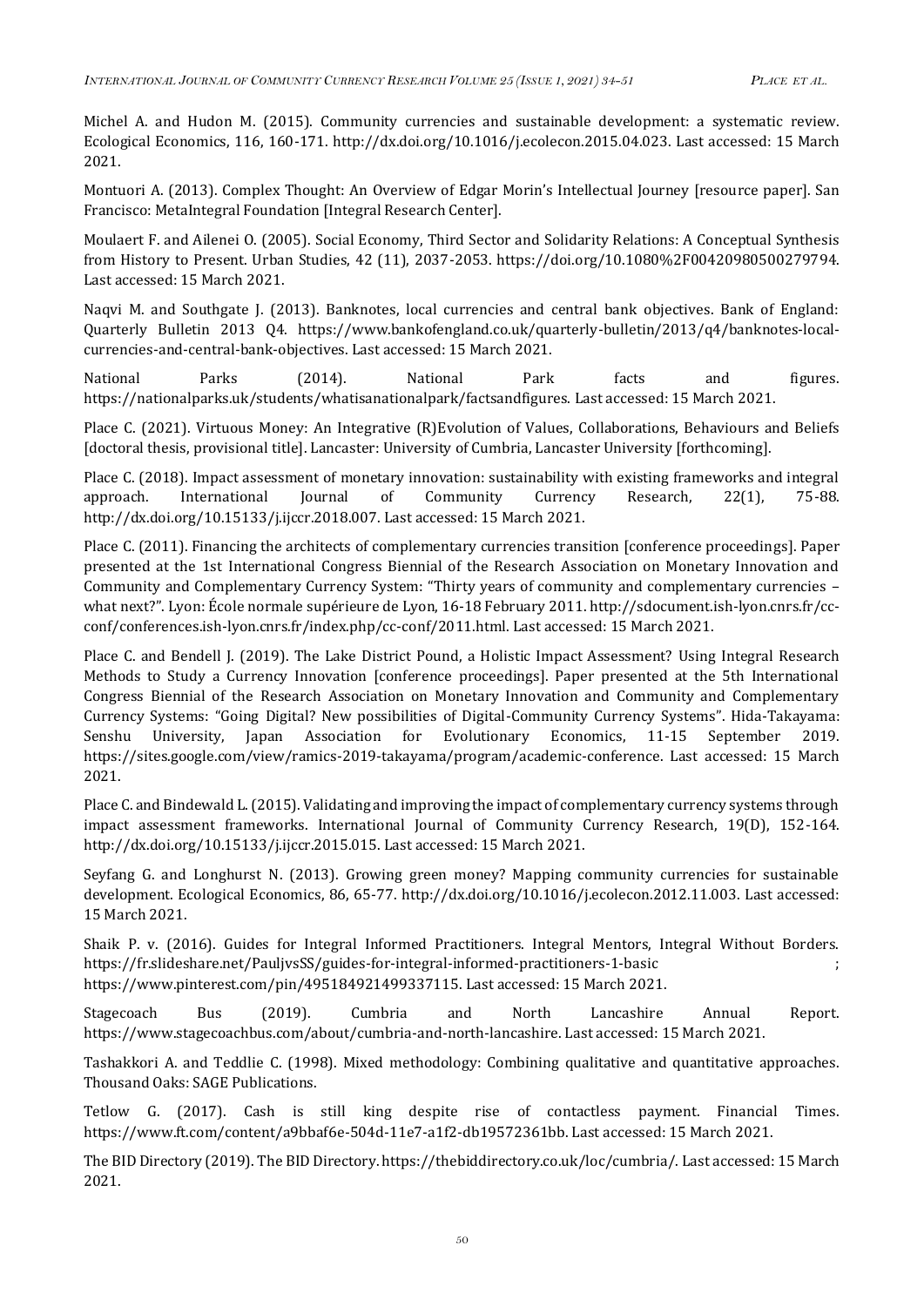Michel A. and Hudon M. (2015). Community currencies and sustainable development: a systematic review. Ecological Economics, 116, 160-171. http://dx.doi.org/10.1016/j.ecolecon.2015.04.023. Last accessed: 15 March 2021.

Montuori A. (2013). Complex Thought: An Overview of Edgar Morin's Intellectual Journey [resource paper]. San Francisco: MetaIntegral Foundation [Integral Research Center].

Moulaert F. and Ailenei O. (2005). Social Economy, Third Sector and Solidarity Relations: A Conceptual Synthesis from History to Present. Urban Studies, 42 (11), 2037-2053. https://doi.org/10.1080%2F00420980500279794. Last accessed: 15 March 2021.

Naqvi M. and Southgate J. (2013). Banknotes, local currencies and central bank objectives. Bank of England: Quarterly Bulletin 2013 Q4. https://www.bankofengland.co.uk/quarterly-bulletin/2013/q4/banknotes-local-currencies-and-central-bank-objectives. Last accessed: 15 March 2021.

National Parks (2014). National Park facts and figures. https://nationalparks.uk/students/whatisanationalpark/factsandfigures. Last accessed: 15 March 2021.

Place C. (2021). Virtuous Money: An Integrative (R)Evolution of Values, Collaborations, Behaviours and Beliefs [doctoral thesis, provisional title]. Lancaster: University of Cumbria, Lancaster University [forthcoming].

Place C. (2018). Impact assessment of monetary innovation: sustainability with existing frameworks and integral approach. International Journal of Community Currency Research, 22(1), 75-88. http://dx.doi.org/10.15133/j.ijccr.2018.007. Last accessed: 15 March 2021.

Place C. (2011). Financing the architects of complementary currencies transition [conference proceedings]. Paper presented at the 1st International Congress Biennial of the Research Association on Monetary Innovation and Community and Complementary Currency System: "Thirty years of community and complementary currencies – what next?". Lyon: École normale supérieure de Lyon, 16-18 February 2011. http://sdocument.ish-lyon.cnrs.fr/cc-conf/conferences.ish-lyon.cnrs.fr/index.php/cc-conf/2011.html. Last accessed: 15 March 2021.

Place C. and Bendell J. (2019). The Lake District Pound, a Holistic Impact Assessment? Using Integral Research Methods to Study a Currency Innovation [conference proceedings]. Paper presented at the 5th International Congress Biennial of the Research Association on Monetary Innovation and Community and Complementary Currency Systems: "Going Digital? New possibilities of Digital-Community Currency Systems". Hida-Takayama: Senshu University, Japan Association for Evolutionary Economics, 11-15 September 2019. https://sites.google.com/view/ramics-2019-takayama/program/academic-conference. Last accessed: 15 March 2021.

Place C. and Bindewald L. (2015). Validating and improving the impact of complementary currency systems through impact assessment frameworks. International Journal of Community Currency Research, 19(D), 152-164. http://dx.doi.org/10.15133/j.ijccr.2015.015. Last accessed: 15 March 2021.

Seyfang G. and Longhurst N. (2013). Growing green money? Mapping community currencies for sustainable development. Ecological Economics, 86, 65-77. http://dx.doi.org/10.1016/j.ecolecon.2012.11.003. Last accessed: 15 March 2021.

Shaik P. v. (2016). Guides for Integral Informed Practitioners. Integral Mentors, Integral Without Borders. https://fr.slideshare.net/PauljvsSS/guides-for-integral-informed-practitioners-1-basic ; https://www.pinterest.com/pin/495184921499337115. Last accessed: 15 March 2021.

Stagecoach Bus (2019). Cumbria and North Lancashire Annual Report. https://www.stagecoachbus.com/about/cumbria-and-north-lancashire. Last accessed: 15 March 2021.

Tashakkori A. and Teddlie C. (1998). Mixed methodology: Combining qualitative and quantitative approaches. Thousand Oaks: SAGE Publications.

Tetlow G. (2017). Cash is still king despite rise of contactless payment. Financial Times. https://www.ft.com/content/a9bbaf6e-504d-11e7-a1f2-db19572361bb. Last accessed: 15 March 2021.

The BID Directory (2019). The BID Directory. https://thebiddirectory.co.uk/loc/cumbria/. Last accessed: 15 March 2021.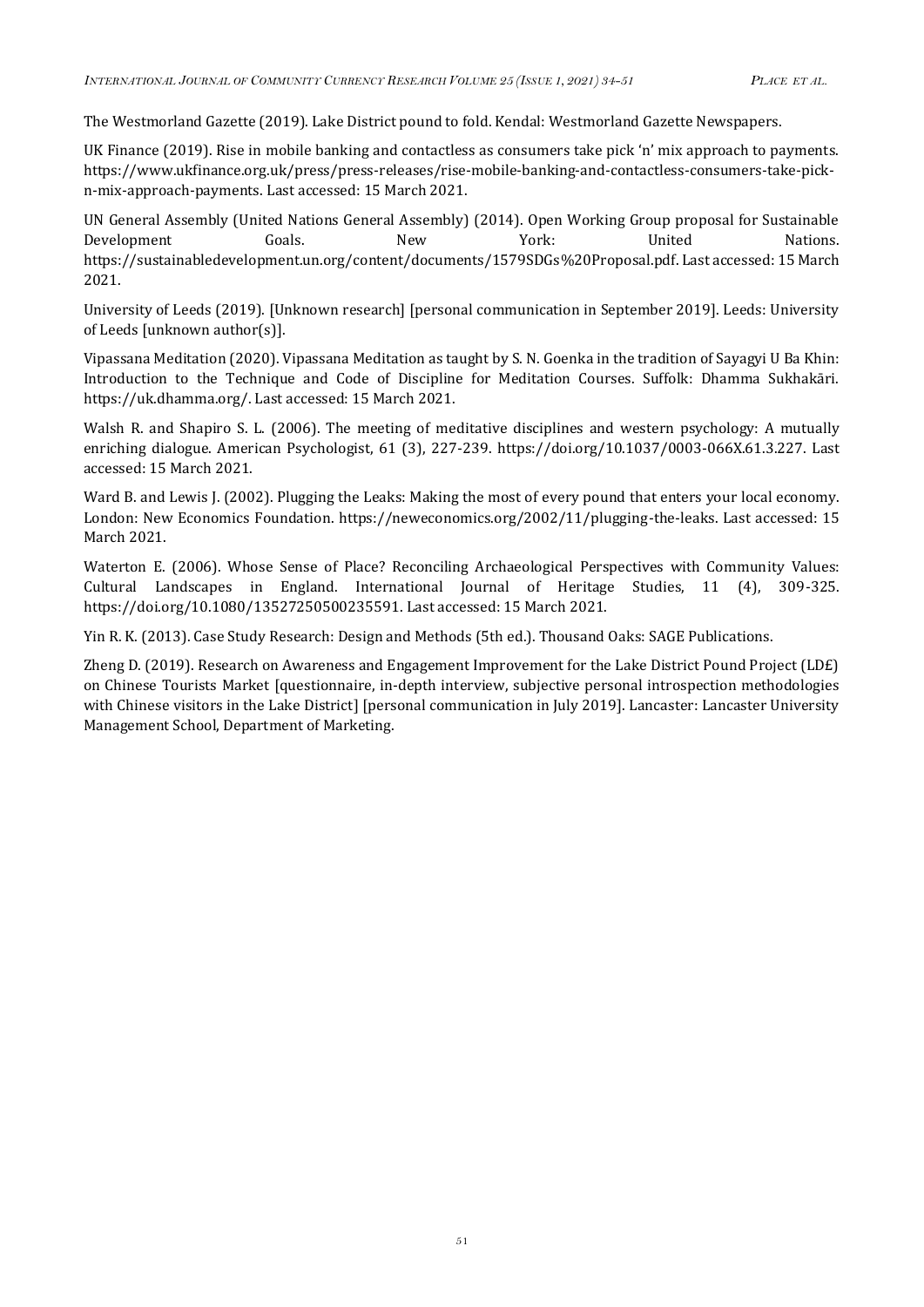The Westmorland Gazette (2019). Lake District pound to fold. Kendal: Westmorland Gazette Newspapers.

UK Finance (2019). Rise in mobile banking and contactless as consumers take pick 'n' mix approach to payments. https://www.ukfinance.org.uk/press/press-releases/rise-mobile-banking-and-contactless-consumers-take-pick-n-mix-approach-payments. Last accessed: 15 March 2021.

UN General Assembly (United Nations General Assembly) (2014). Open Working Group proposal for Sustainable Development Goals. New York: United Nations. https://sustainabledevelopment.un.org/content/documents/1579SDGs%20Proposal.pdf. Last accessed: 15 March 2021.

University of Leeds (2019). [Unknown research] [personal communication in September 2019]. Leeds: University of Leeds [unknown author(s)].

Vipassana Meditation (2020). Vipassana Meditation as taught by S. N. Goenka in the tradition of Sayagyi U Ba Khin: Introduction to the Technique and Code of Discipline for Meditation Courses. Suffolk: Dhamma Sukhakāri. https://uk.dhamma.org/. Last accessed: 15 March 2021.

Walsh R. and Shapiro S. L. (2006). The meeting of meditative disciplines and western psychology: A mutually enriching dialogue. American Psychologist, 61 (3), 227-239. https://doi.org/10.1037/0003-066X.61.3.227. Last accessed: 15 March 2021.

Ward B. and Lewis J. (2002). Plugging the Leaks: Making the most of every pound that enters your local economy. London: New Economics Foundation. https://neweconomics.org/2002/11/plugging-the-leaks. Last accessed: 15 March 2021.

Waterton E. (2006). Whose Sense of Place? Reconciling Archaeological Perspectives with Community Values: Cultural Landscapes in England. International Journal of Heritage Studies, 11 (4), 309-325. https://doi.org/10.1080/13527250500235591. Last accessed: 15 March 2021.

Yin R. K. (2013). Case Study Research: Design and Methods (5th ed.). Thousand Oaks: SAGE Publications.

Zheng D. (2019). Research on Awareness and Engagement Improvement for the Lake District Pound Project (LD£) on Chinese Tourists Market [questionnaire, in-depth interview, subjective personal introspection methodologies with Chinese visitors in the Lake District] [personal communication in July 2019]. Lancaster: Lancaster University Management School, Department of Marketing.